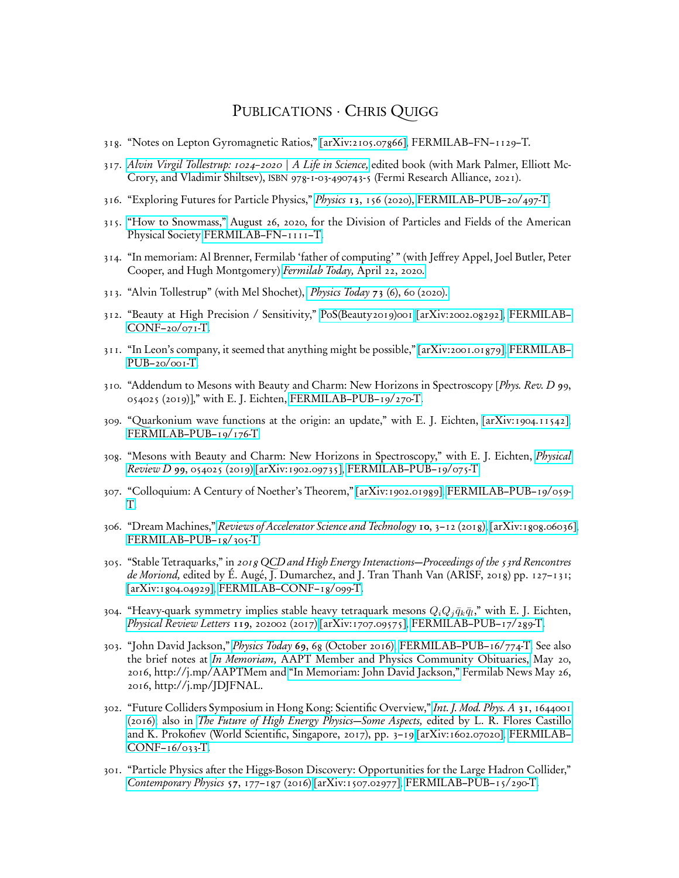# Publications · Chris Quigg

318. "Notes on Lepton Gyromagnetic Ratios," [arXiv:2105.07866], FERMILAB–FN–1129–T.

317. *Alvin Virgil Tollestrup: 1024–2020 | A Life in Science,* edited book (with Mark Palmer, Elliott McCrory, and Vladimir Shiltsev), ISBN 978-1-03-490743-5 (Fermi Research Alliance, 2021).

316. "Exploring Futures for Particle Physics," *Physics* **13**, 156 (2020), FERMILAB–PUB–20/497-T.

315. "How to Snowmass," August 26, 2020, for the Division of Particles and Fields of the American Physical Society FERMILAB–FN–1111–T.

314. "In memoriam: Al Brenner, Fermilab 'father of computing' " (with Jeffrey Appel, Joel Butler, Peter Cooper, and Hugh Montgomery) *Fermilab Today,* April 22, 2020.

313. "Alvin Tollestrup" (with Mel Shochet), *Physics Today* **73** (6), 60 (2020).

312. "Beauty at High Precision / Sensitivity," PoS(Beauty2019)001 [arXiv:2002.08292], FERMILAB–CONF–20/071-T.

311. "In Leon's company, it seemed that anything might be possible," [arXiv:2001.01879], FERMILAB–PUB–20/001-T.

310. "Addendum to Mesons with Beauty and Charm: New Horizons in Spectroscopy [*Phys. Rev. D* **99**, 054025 (2019)]," with E. J. Eichten, FERMILAB–PUB–19/270-T.

309. "Quarkonium wave functions at the origin: an update," with E. J. Eichten, [arXiv:1904.11542], FERMILAB–PUB–19/176-T.

308. "Mesons with Beauty and Charm: New Horizons in Spectroscopy," with E. J. Eichten, *Physical Review D* **99**, 054025 (2019) [arXiv:1902.09735], FERMILAB–PUB–19/075-T.

307. "Colloquium: A Century of Noether's Theorem," [arXiv:1902.01989], FERMILAB–PUB–19/059-T.

306. "Dream Machines," *Reviews of Accelerator Science and Technology* **10**, 3–12 (2018), [arXiv:1808.06036], FERMILAB–PUB–18/305-T.

305. "Stable Tetraquarks," in *2018 QCD and High Energy Interactions—Proceedings of the 53rd Rencontres de Moriond,* edited by É. Augé, J. Dumarchez, and J. Tran Thanh Van (ARISF, 2018) pp. 127–131; [arXiv:1804.04929], FERMILAB–CONF–18/099-T.

304. "Heavy-quark symmetry implies stable heavy tetraquark mesons $Q_iQ_j\bar{q}_k\bar{q}_l$," with E. J. Eichten, *Physical Review Letters* **119**, 202002 (2017) [arXiv:1707.09575], FERMILAB–PUB–17/289-T.

303. "John David Jackson," *Physics Today* **69**, 68 (October 2016), FERMILAB–PUB–16/774-T. See also the brief notes at *In Memoriam,* AAPT Member and Physics Community Obituaries, May 20, 2016, http://j.mp/AAPTMem and "In Memoriam: John David Jackson," Fermilab News May 26, 2016, http://j.mp/JDJFNAL.

302. "Future Colliders Symposium in Hong Kong: Scientific Overview," *Int. J. Mod. Phys. A* **31**, 1644001 (2016); also in *The Future of High Energy Physics—Some Aspects,* edited by L. R. Flores Castillo and K. Prokofiev (World Scientific, Singapore, 2017), pp. 3–19 [arXiv:1602.07020], FERMILAB–CONF–16/033-T.

301. "Particle Physics after the Higgs-Boson Discovery: Opportunities for the Large Hadron Collider," *Contemporary Physics* **57**, 177–187 (2016) [arXiv:1507.02977], FERMILAB–PUB–15/290-T.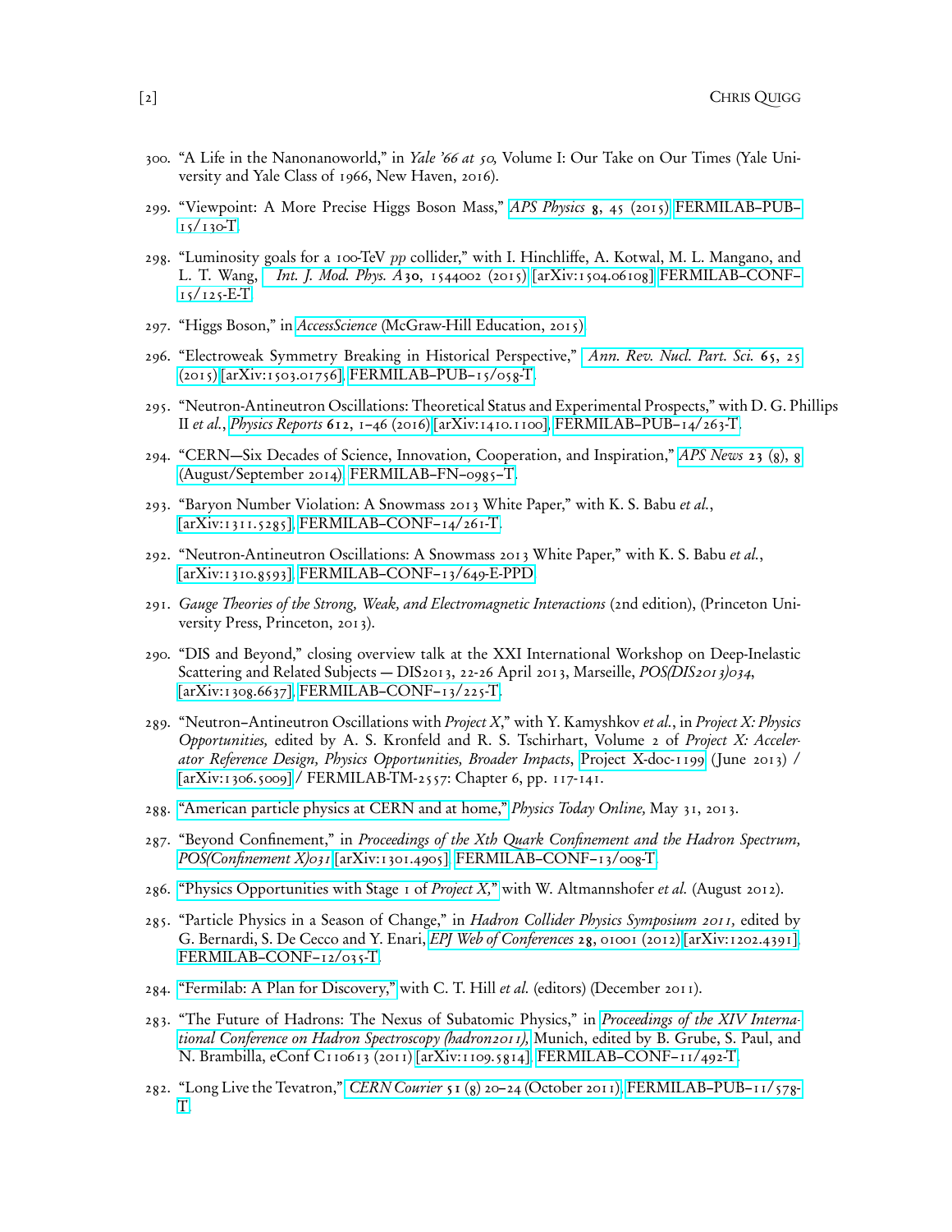300. "A Life in the Nanonanoworld," in *Yale '66 at 50,* Volume I: Our Take on Our Times (Yale University and Yale Class of 1966, New Haven, 2016).

299. "Viewpoint: A More Precise Higgs Boson Mass," *APS Physics* **8**, 45 (2015) FERMILAB–PUB–15/130-T.

298. "Luminosity goals for a 100-TeV *pp* collider," with I. Hinchliffe, A. Kotwal, M. L. Mangano, and L. T. Wang, *Int. J. Mod. Phys. A* **30**, 1544002 (2015) [arXiv:1504.06108] FERMILAB–CONF–15/125-E-T.

297. "Higgs Boson," in *AccessScience* (McGraw-Hill Education, 2015).

296. "Electroweak Symmetry Breaking in Historical Perspective," *Ann. Rev. Nucl. Part. Sci.* **65**, 25 (2015) [arXiv:1503.01756], FERMILAB–PUB–15/058-T.

295. "Neutron-Antineutron Oscillations: Theoretical Status and Experimental Prospects," with D. G. Phillips II *et al.*, *Physics Reports* **612**, 1–46 (2016) [arXiv:1410.1100], FERMILAB–PUB–14/263-T.

294. "CERN—Six Decades of Science, Innovation, Cooperation, and Inspiration," *APS News* **23** (8), 8 (August/September 2014), FERMILAB–FN–0985–T.

293. "Baryon Number Violation: A Snowmass 2013 White Paper," with K. S. Babu *et al.*, [arXiv:1311.5285], FERMILAB–CONF–14/261-T.

292. "Neutron-Antineutron Oscillations: A Snowmass 2013 White Paper," with K. S. Babu *et al.*, [arXiv:1310.8593], FERMILAB–CONF–13/649-E-PPD.

291. *Gauge Theories of the Strong, Weak, and Electromagnetic Interactions* (2nd edition), (Princeton University Press, Princeton, 2013).

290. "DIS and Beyond," closing overview talk at the XXI International Workshop on Deep-Inelastic Scattering and Related Subjects — DIS2013, 22-26 April 2013, Marseille, *POS(DIS2013)034*, [arXiv:1308.6637], FERMILAB–CONF–13/225-T.

289. "Neutron–Antineutron Oscillations with *Project X*," with Y. Kamyshkov *et al.*, in *Project X: Physics Opportunities,* edited by A. S. Kronfeld and R. S. Tschirhart, Volume 2 of *Project X: Accelerator Reference Design, Physics Opportunities, Broader Impacts*, Project X-doc-1199 (June 2013) / [arXiv:1306.5009] / FERMILAB-TM-2557: Chapter 6, pp. 117-141.

288. "American particle physics at CERN and at home," *Physics Today Online,* May 31, 2013.

287. "Beyond Confinement," in *Proceedings of the Xth Quark Confinement and the Hadron Spectrum, POS(Confinement X)031* [arXiv:1301.4905], FERMILAB–CONF–13/008-T.

286. "Physics Opportunities with Stage 1 of *Project X,*" with W. Altmannshofer *et al.* (August 2012).

285. "Particle Physics in a Season of Change," in *Hadron Collider Physics Symposium 2011,* edited by G. Bernardi, S. De Cecco and Y. Enari, *EPJ Web of Conferences* **28**, 01001 (2012) [arXiv:1202.4391], FERMILAB–CONF–12/035-T.

284. "Fermilab: A Plan for Discovery," with C. T. Hill *et al.* (editors) (December 2011).

283. "The Future of Hadrons: The Nexus of Subatomic Physics," in *Proceedings of the XIV International Conference on Hadron Spectroscopy (hadron2011),* Munich, edited by B. Grube, S. Paul, and N. Brambilla, eConf C110613 (2011) [arXiv:1109.5814], FERMILAB–CONF–11/492-T.

282. "Long Live the Tevatron," *CERN Courier* **51** (8) 20–24 (October 2011), FERMILAB–PUB–11/578-T.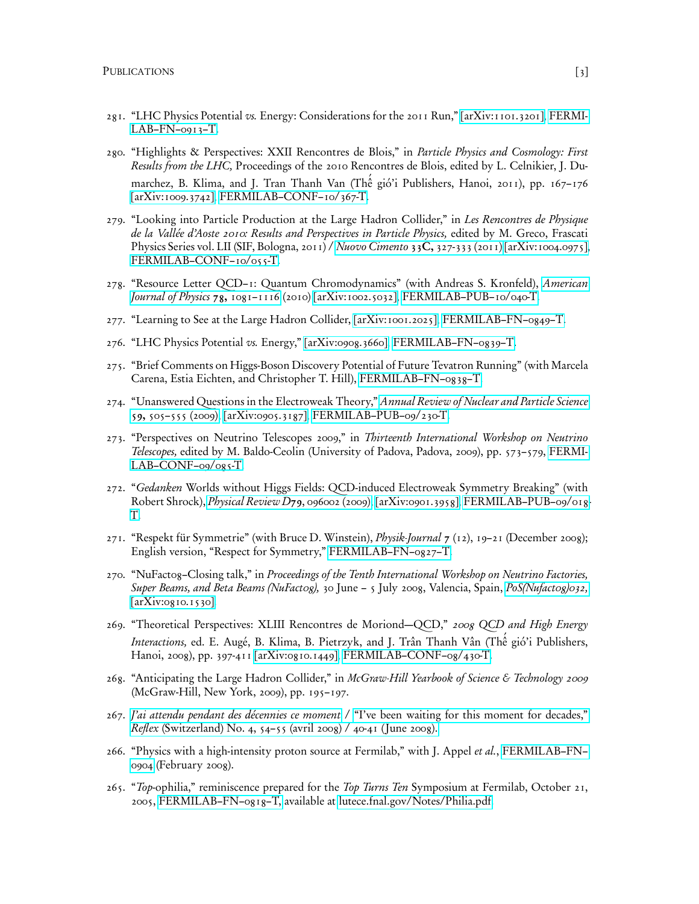281. "LHC Physics Potential *vs.* Energy: Considerations for the 2011 Run," [arXiv:1101.3201], FERMILAB–FN–0913–T.

280. "Highlights & Perspectives: XXII Rencontres de Blois," in *Particle Physics and Cosmology: First Results from the LHC,* Proceedings of the 2010 Rencontres de Blois, edited by L. Celnikier, J. Dumarchez, B. Klima, and J. Tran Thanh Van (Thế gió'i Publishers, Hanoi, 2011), pp. 167–176 [arXiv:1009.3742], FERMILAB–CONF–10/367-T.

279. "Looking into Particle Production at the Large Hadron Collider," in *Les Rencontres de Physique de la Vallée d'Aoste 2010: Results and Perspectives in Particle Physics,* edited by M. Greco, Frascati Physics Series vol. LII (SIF, Bologna, 2011) / *Nuovo Cimento* **33C,** 327-333 (2011) [arXiv:1004.0975], FERMILAB–CONF–10/055-T.

278. "Resource Letter QCD–1: Quantum Chromodynamics" (with Andreas S. Kronfeld), *American Journal of Physics* **78,** 1081–1116 (2010) [arXiv:1002.5032], FERMILAB–PUB–10/040-T.

277. "Learning to See at the Large Hadron Collider, [arXiv:1001.2025], FERMILAB–FN–0849–T.

276. "LHC Physics Potential *vs.* Energy," [arXiv:0908.3660], FERMILAB–FN–0839–T.

275. "Brief Comments on Higgs-Boson Discovery Potential of Future Tevatron Running" (with Marcela Carena, Estia Eichten, and Christopher T. Hill), FERMILAB–FN–0838–T.

274. "Unanswered Questions in the Electroweak Theory," *Annual Review of Nuclear and Particle Science* **59,** 505–555 (2009), [arXiv:0905.3187], FERMILAB–PUB–09/230-T.

273. "Perspectives on Neutrino Telescopes 2009," in *Thirteenth International Workshop on Neutrino Telescopes,* edited by M. Baldo-Ceolin (University of Padova, Padova, 2009), pp. 573–579, FERMILAB–CONF–09/085-T.

272. "*Gedanken* Worlds without Higgs Fields: QCD-induced Electroweak Symmetry Breaking" (with Robert Shrock), *Physical Review D* **79,** 096002 (2009), [arXiv:0901.3958], FERMILAB–PUB–09/018-T.

271. "Respekt für Symmetrie" (with Bruce D. Winstein), *Physik-Journal* **7** (12), 19–21 (December 2008); English version, "Respect for Symmetry," FERMILAB–FN–0827–T.

270. "NuFact08–Closing talk," in *Proceedings of the Tenth International Workshop on Neutrino Factories, Super Beams, and Beta Beams (NuFact08),* 30 June – 5 July 2008, Valencia, Spain, *PoS(Nufact08)032,* [arXiv:0810.1530].

269. "Theoretical Perspectives: XLIII Rencontres de Moriond—QCD," *2008 QCD and High Energy Interactions,* ed. E. Augé, B. Klima, B. Pietrzyk, and J. Trân Thanh Vân (Thế gió'i Publishers, Hanoi, 2008), pp. 397-411 [arXiv:0810.1449], FERMILAB–CONF–08/430-T.

268. "Anticipating the Large Hadron Collider," in *McGraw-Hill Yearbook of Science & Technology 2009* (McGraw-Hill, New York, 2009), pp. 195–197.

267. *J'ai attendu pendant des décennies ce moment* / "I've been waiting for this moment for decades," *Reflex* (Switzerland) No. 4, 54–55 (avril 2008) / 40-41 (June 2008).

266. "Physics with a high-intensity proton source at Fermilab," with J. Appel *et al.*, FERMILAB–FN–0904 (February 2008).

265. "*Top*-ophilia," reminiscence prepared for the *Top Turns Ten* Symposium at Fermilab, October 21, 2005, FERMILAB–FN–0818–T, available at lutece.fnal.gov/Notes/Philia.pdf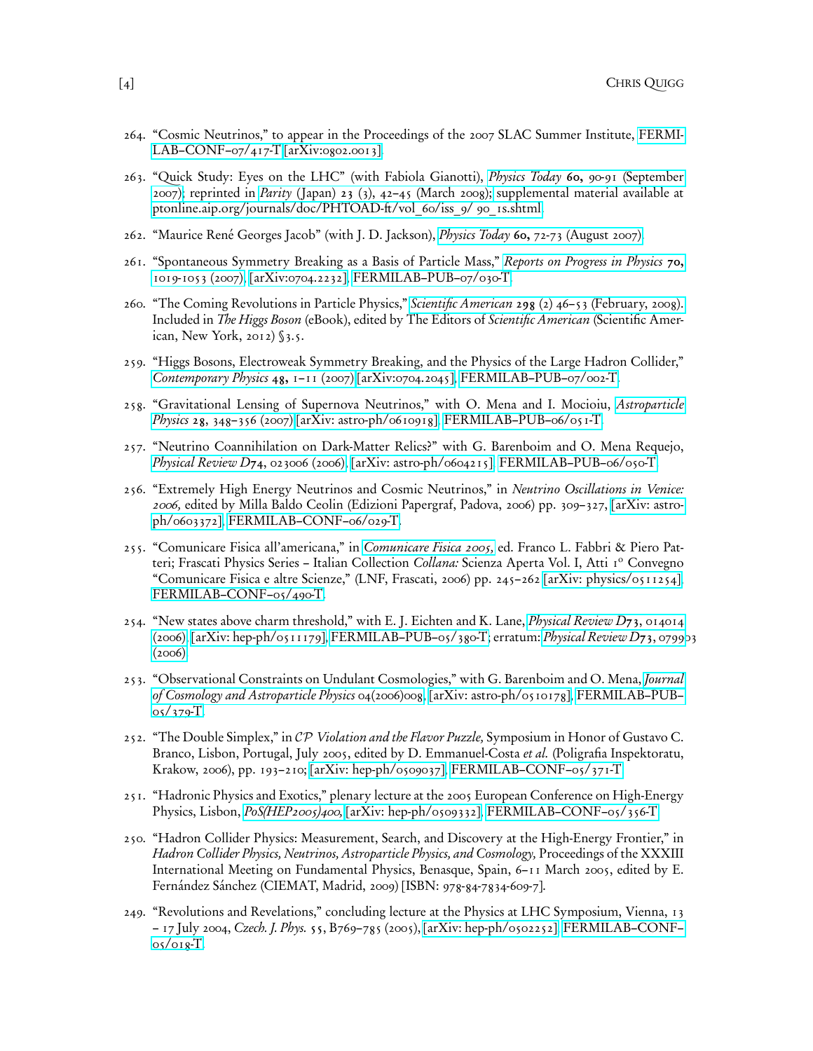264. "Cosmic Neutrinos," to appear in the Proceedings of the 2007 SLAC Summer Institute, FERMILAB–CONF–07/417-T [arXiv:0802.0013].

263. "Quick Study: Eyes on the LHC" (with Fabiola Gianotti), *Physics Today* **60,** 90-91 (September 2007); reprinted in *Parity* (Japan) **23** (3), 42–45 (March 2008); supplemental material available at ptonline.aip.org/journals/doc/PHTOAD-ft/vol_60/iss_9/ 90_1s.shtml.

262. "Maurice René Georges Jacob" (with J. D. Jackson), *Physics Today* **60,** 72-73 (August 2007).

261. "Spontaneous Symmetry Breaking as a Basis of Particle Mass," *Reports on Progress in Physics* **70,** 1019-1053 (2007), [arXiv:0704.2232], FERMILAB–PUB–07/030-T.

260. "The Coming Revolutions in Particle Physics," *Scientific American* **298** (2) 46–53 (February, 2008). Included in *The Higgs Boson* (eBook), edited by The Editors of *Scientific American* (Scientific American, New York, 2012) §3.5.

259. "Higgs Bosons, Electroweak Symmetry Breaking, and the Physics of the Large Hadron Collider," *Contemporary Physics* **48,** 1–11 (2007) [arXiv:0704.2045], FERMILAB–PUB–07/002-T.

258. "Gravitational Lensing of Supernova Neutrinos," with O. Mena and I. Mocioiu, *Astroparticle Physics* **28**, 348–356 (2007) [arXiv: astro-ph/0610918], FERMILAB–PUB–06/051-T.

257. "Neutrino Coannihilation on Dark-Matter Relics?" with G. Barenboim and O. Mena Requejo, *Physical Review D***74**, 023006 (2006), [arXiv: astro-ph/0604215], FERMILAB–PUB–06/050-T.

256. "Extremely High Energy Neutrinos and Cosmic Neutrinos," in *Neutrino Oscillations in Venice: 2006,* edited by Milla Baldo Ceolin (Edizioni Papergraf, Padova, 2006) pp. 309–327, [arXiv: astro-ph/0603372], FERMILAB–CONF–06/029-T.

255. "Comunicare Fisica all'americana," in *Comunicare Fisica 2005,* ed. Franco L. Fabbri & Piero Patteri; Frascati Physics Series – Italian Collection *Collana:* Scienza Aperta Vol. I, Atti 1° Convegno "Comunicare Fisica e altre Scienze," (LNF, Frascati, 2006) pp. 245–262 [arXiv: physics/0511254], FERMILAB–CONF–05/490-T.

254. "New states above charm threshold," with E. J. Eichten and K. Lane, *Physical Review D***73**, 014014 (2006) [arXiv: hep-ph/0511179], FERMILAB–PUB–05/380-T; erratum: *Physical Review D***73**, 079903 (2006).

253. "Observational Constraints on Undulant Cosmologies," with G. Barenboim and O. Mena, *Journal of Cosmology and Astroparticle Physics* 04(2006)008, [arXiv: astro-ph/0510178], FERMILAB–PUB–05/379-T.

252. "The Double Simplex," in *CP Violation and the Flavor Puzzle,* Symposium in Honor of Gustavo C. Branco, Lisbon, Portugal, July 2005, edited by D. Emmanuel-Costa *et al.* (Poligrafia Inspektoratu, Krakow, 2006), pp. 193–210; [arXiv: hep-ph/0509037], FERMILAB–CONF–05/371-T.

251. "Hadronic Physics and Exotics," plenary lecture at the 2005 European Conference on High-Energy Physics, Lisbon, *PoS(HEP2005)400,* [arXiv: hep-ph/0509332], FERMILAB–CONF–05/356-T.

250. "Hadron Collider Physics: Measurement, Search, and Discovery at the High-Energy Frontier," in *Hadron Collider Physics, Neutrinos, Astroparticle Physics, and Cosmology,* Proceedings of the XXXIII International Meeting on Fundamental Physics, Benasque, Spain, 6–11 March 2005, edited by E. Fernández Sánchez (CIEMAT, Madrid, 2009) [ISBN: 978-84-7834-609-7].

249. "Revolutions and Revelations," concluding lecture at the Physics at LHC Symposium, Vienna, 13 – 17 July 2004, *Czech. J. Phys.* 55, B769–785 (2005), [arXiv: hep-ph/0502252], FERMILAB–CONF–05/018-T.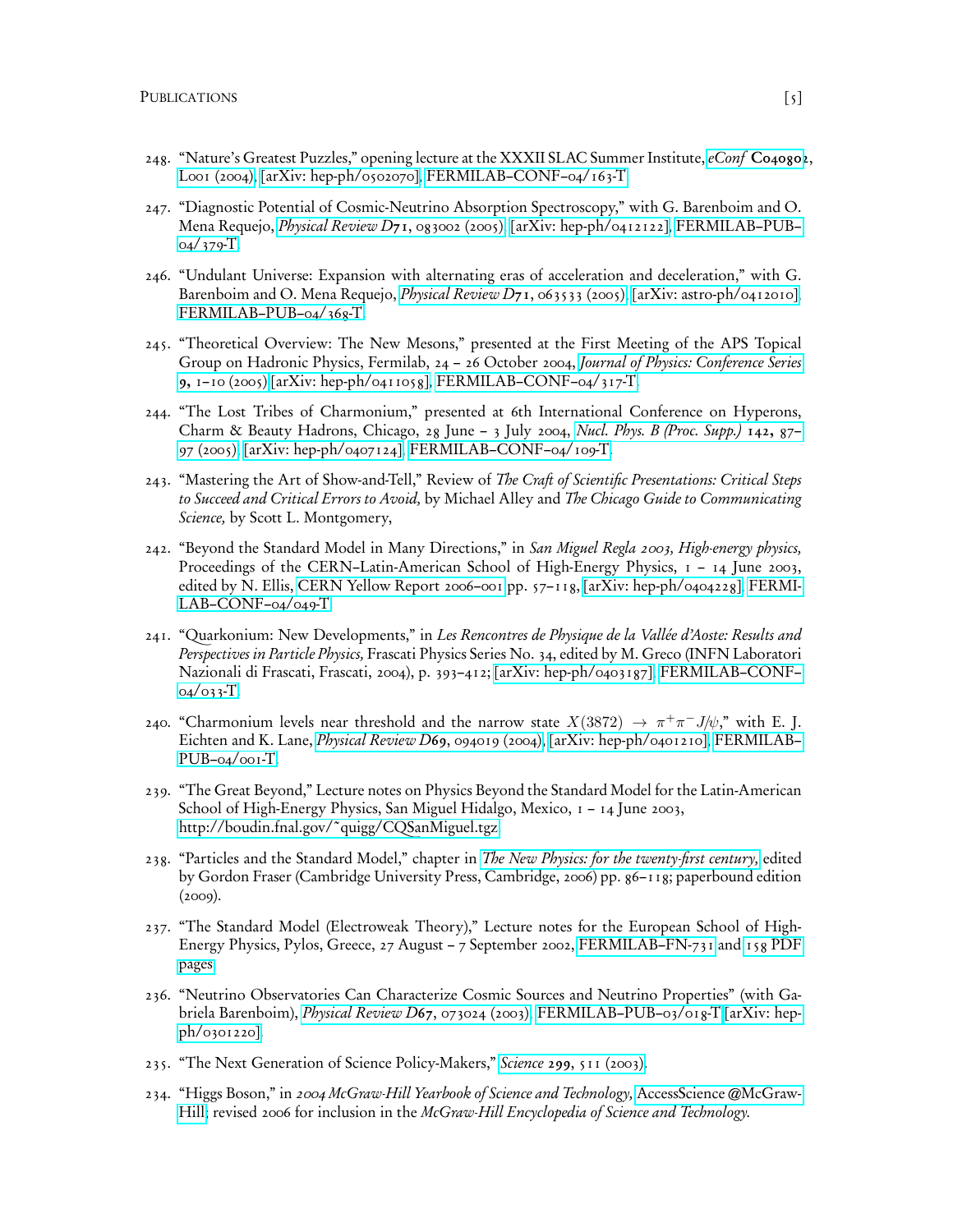248. "Nature's Greatest Puzzles," opening lecture at the XXXII SLAC Summer Institute, *eConf* **C040802**, L001 (2004), [arXiv: hep-ph/0502070], FERMILAB–CONF–04/163-T.

247. "Diagnostic Potential of Cosmic-Neutrino Absorption Spectroscopy," with G. Barenboim and O. Mena Requejo, *Physical Review D* **71**, 083002 (2005), [arXiv: hep-ph/0412122], FERMILAB–PUB–04/379-T.

246. "Undulant Universe: Expansion with alternating eras of acceleration and deceleration," with G. Barenboim and O. Mena Requejo, *Physical Review D* **71**, 063533 (2005), [arXiv: astro-ph/0412010], FERMILAB–PUB–04/368-T.

245. "Theoretical Overview: The New Mesons," presented at the First Meeting of the APS Topical Group on Hadronic Physics, Fermilab, 24 – 26 October 2004, *Journal of Physics: Conference Series* **9**, 1–10 (2005) [arXiv: hep-ph/0411058], FERMILAB–CONF–04/317-T.

244. "The Lost Tribes of Charmonium," presented at 6th International Conference on Hyperons, Charm & Beauty Hadrons, Chicago, 28 June – 3 July 2004, *Nucl. Phys. B (Proc. Supp.)* **142**, 87–97 (2005), [arXiv: hep-ph/0407124], FERMILAB–CONF–04/109-T.

243. "Mastering the Art of Show-and-Tell," Review of *The Craft of Scientific Presentations: Critical Steps to Succeed and Critical Errors to Avoid,* by Michael Alley and *The Chicago Guide to Communicating Science,* by Scott L. Montgomery,

242. "Beyond the Standard Model in Many Directions," in *San Miguel Regla 2003, High-energy physics,* Proceedings of the CERN–Latin-American School of High-Energy Physics, 1 – 14 June 2003, edited by N. Ellis, CERN Yellow Report 2006–001 pp. 57–118, [arXiv: hep-ph/0404228], FERMILAB–CONF–04/049-T.

241. "Quarkonium: New Developments," in *Les Rencontres de Physique de la Vallée d'Aoste: Results and Perspectives in Particle Physics,* Frascati Physics Series No. 34, edited by M. Greco (INFN Laboratori Nazionali di Frascati, Frascati, 2004), p. 393–412; [arXiv: hep-ph/0403187], FERMILAB–CONF–04/033-T.

240. "Charmonium levels near threshold and the narrow state $X(3872) \to \pi^+\pi^- J/\psi$," with E. J. Eichten and K. Lane, *Physical Review D* **69**, 094019 (2004), [arXiv: hep-ph/0401210], FERMILAB–PUB–04/001-T.

239. "The Great Beyond," Lecture notes on Physics Beyond the Standard Model for the Latin-American School of High-Energy Physics, San Miguel Hidalgo, Mexico, 1 – 14 June 2003, http://boudin.fnal.gov/~quigg/CQSanMiguel.tgz.

238. "Particles and the Standard Model," chapter in *The New Physics: for the twenty-first century,* edited by Gordon Fraser (Cambridge University Press, Cambridge, 2006) pp. 86–118; paperbound edition (2009).

237. "The Standard Model (Electroweak Theory)," Lecture notes for the European School of High-Energy Physics, Pylos, Greece, 27 August – 7 September 2002, FERMILAB–FN-731 and 158 PDF pages.

236. "Neutrino Observatories Can Characterize Cosmic Sources and Neutrino Properties" (with Gabriela Barenboim), *Physical Review D* **67**, 073024 (2003), FERMILAB–PUB–03/018-T [arXiv: hep-ph/0301220].

235. "The Next Generation of Science Policy-Makers," *Science* **299**, 511 (2003).

234. "Higgs Boson," in *2004 McGraw-Hill Yearbook of Science and Technology,* AccessScience@McGraw-Hill; revised 2006 for inclusion in the *McGraw-Hill Encyclopedia of Science and Technology.*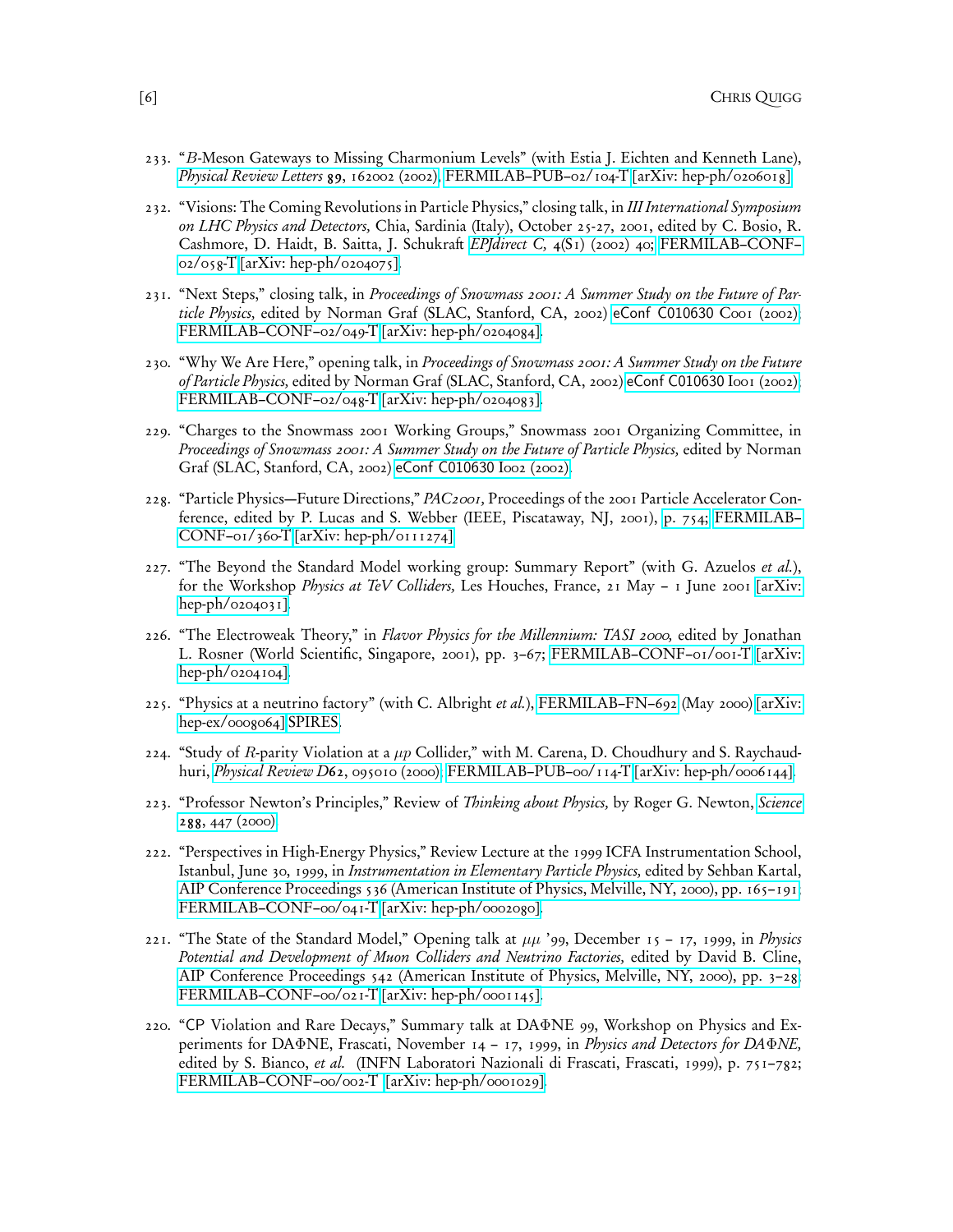233. "*B*-Meson Gateways to Missing Charmonium Levels" (with Estia J. Eichten and Kenneth Lane), *Physical Review Letters* **89**, 162002 (2002), FERMILAB–PUB–02/104-T [arXiv: hep-ph/0206018].

232. "Visions: The Coming Revolutions in Particle Physics," closing talk, in *III International Symposium on LHC Physics and Detectors,* Chia, Sardinia (Italy), October 25-27, 2001, edited by C. Bosio, R. Cashmore, D. Haidt, B. Saitta, J. Schukraft *EPJdirect C,* 4(S1) (2002) 40; FERMILAB–CONF–02/058-T [arXiv: hep-ph/0204075].

231. "Next Steps," closing talk, in *Proceedings of Snowmass 2001: A Summer Study on the Future of Particle Physics,* edited by Norman Graf (SLAC, Stanford, CA, 2002) eConf C010630 C001 (2002), FERMILAB–CONF–02/049-T [arXiv: hep-ph/0204084].

230. "Why We Are Here," opening talk, in *Proceedings of Snowmass 2001: A Summer Study on the Future of Particle Physics,* edited by Norman Graf (SLAC, Stanford, CA, 2002) eConf C010630 I001 (2002), FERMILAB–CONF–02/048-T [arXiv: hep-ph/0204083].

229. "Charges to the Snowmass 2001 Working Groups," Snowmass 2001 Organizing Committee, in *Proceedings of Snowmass 2001: A Summer Study on the Future of Particle Physics,* edited by Norman Graf (SLAC, Stanford, CA, 2002) eConf C010630 I002 (2002).

228. "Particle Physics—Future Directions," *PAC2001,* Proceedings of the 2001 Particle Accelerator Conference, edited by P. Lucas and S. Webber (IEEE, Piscataway, NJ, 2001), p. 754; FERMILAB–CONF–01/360-T [arXiv: hep-ph/0111274].

227. "The Beyond the Standard Model working group: Summary Report" (with G. Azuelos *et al.*), for the Workshop *Physics at TeV Colliders,* Les Houches, France, 21 May – 1 June 2001 [arXiv: hep-ph/0204031].

226. "The Electroweak Theory," in *Flavor Physics for the Millennium: TASI 2000,* edited by Jonathan L. Rosner (World Scientific, Singapore, 2001), pp. 3–67; FERMILAB–CONF–01/001-T [arXiv: hep-ph/0204104].

225. "Physics at a neutrino factory" (with C. Albright *et al.*), FERMILAB–FN–692 (May 2000) [arXiv: hep-ex/0008064] SPIRES.

224. "Study of *R*-parity Violation at a $\mu p$ Collider," with M. Carena, D. Choudhury and S. Raychaudhuri, *Physical Review D***62**, 095010 (2000), FERMILAB–PUB–00/114-T [arXiv: hep-ph/0006144].

223. "Professor Newton's Principles," Review of *Thinking about Physics,* by Roger G. Newton, *Science* **288**, 447 (2000).

222. "Perspectives in High-Energy Physics," Review Lecture at the 1999 ICFA Instrumentation School, Istanbul, June 30, 1999, in *Instrumentation in Elementary Particle Physics,* edited by Sehban Kartal, AIP Conference Proceedings 536 (American Institute of Physics, Melville, NY, 2000), pp. 165–191. FERMILAB–CONF–00/041-T [arXiv: hep-ph/0002080].

221. "The State of the Standard Model," Opening talk at $\mu\mu$ '99, December 15 – 17, 1999, in *Physics Potential and Development of Muon Colliders and Neutrino Factories,* edited by David B. Cline, AIP Conference Proceedings 542 (American Institute of Physics, Melville, NY, 2000), pp. 3–28. FERMILAB–CONF–00/021-T [arXiv: hep-ph/0001145].

220. "CP Violation and Rare Decays," Summary talk at DAΦNE 99, Workshop on Physics and Experiments for DAΦNE, Frascati, November 14 – 17, 1999, in *Physics and Detectors for DAΦNE,* edited by S. Bianco, *et al.* (INFN Laboratori Nazionali di Frascati, Frascati, 1999), p. 751–782; FERMILAB–CONF–00/002-T [arXiv: hep-ph/0001029].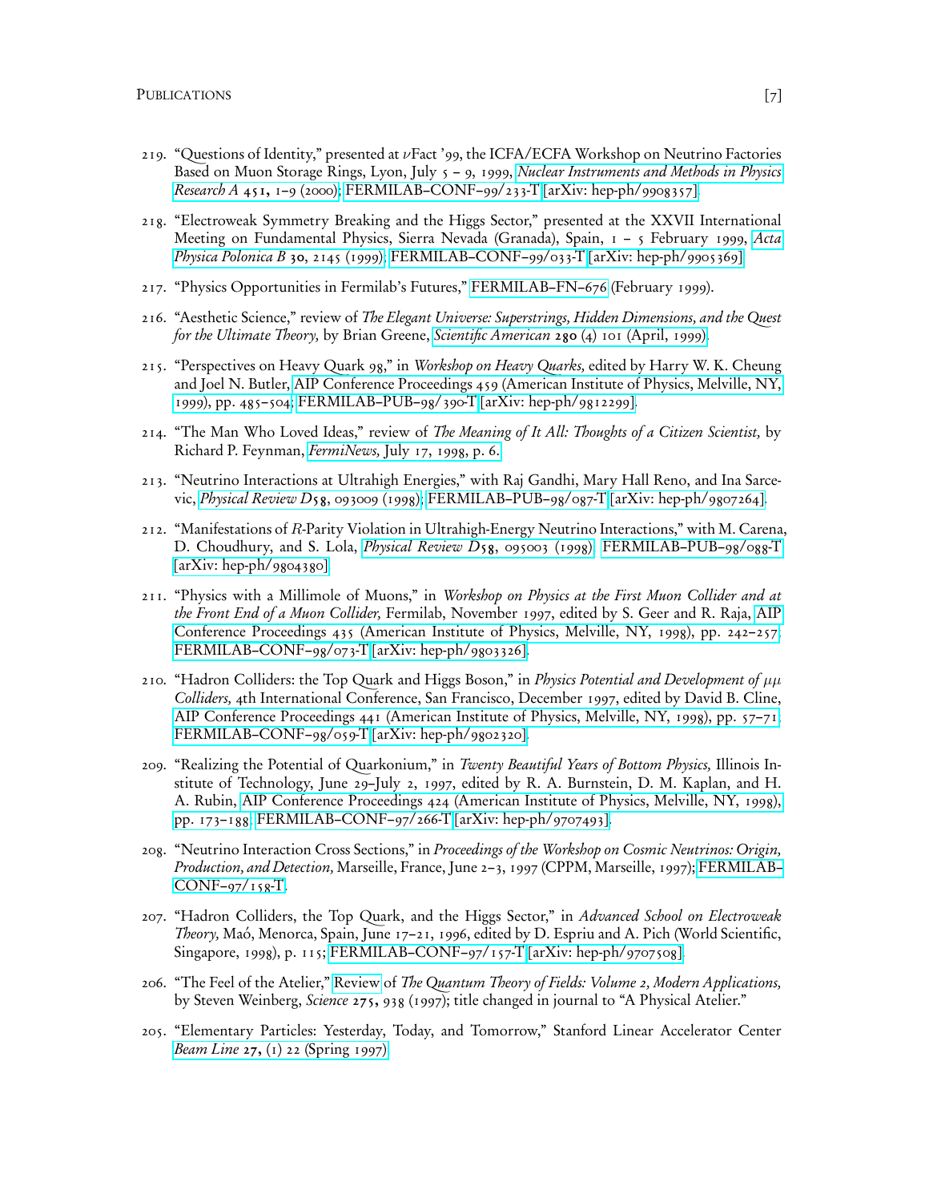219. "Questions of Identity," presented at $\nu$Fact '99, the ICFA/ECFA Workshop on Neutrino Factories Based on Muon Storage Rings, Lyon, July 5 – 9, 1999, *Nuclear Instruments and Methods in Physics Research A* **451**, 1–9 (2000); FERMILAB–CONF–99/233-T [arXiv: hep-ph/9908357].

218. "Electroweak Symmetry Breaking and the Higgs Sector," presented at the XXVII International Meeting on Fundamental Physics, Sierra Nevada (Granada), Spain, 1 – 5 February 1999, *Acta Physica Polonica B* **30**, 2145 (1999); FERMILAB–CONF–99/033-T [arXiv: hep-ph/9905369].

217. "Physics Opportunities in Fermilab's Futures," FERMILAB–FN–676 (February 1999).

216. "Aesthetic Science," review of *The Elegant Universe: Superstrings, Hidden Dimensions, and the Quest for the Ultimate Theory,* by Brian Greene, *Scientific American* **280** (4) 101 (April, 1999).

215. "Perspectives on Heavy Quark 98," in *Workshop on Heavy Quarks,* edited by Harry W. K. Cheung and Joel N. Butler, AIP Conference Proceedings 459 (American Institute of Physics, Melville, NY, 1999), pp. 485–504; FERMILAB–PUB–98/390-T [arXiv: hep-ph/9812299].

214. "The Man Who Loved Ideas," review of *The Meaning of It All: Thoughts of a Citizen Scientist,* by Richard P. Feynman, *FermiNews,* July 17, 1998, p. 6.

213. "Neutrino Interactions at Ultrahigh Energies," with Raj Gandhi, Mary Hall Reno, and Ina Sarcevic, *Physical Review D* **58**, 093009 (1998); FERMILAB–PUB–98/087-T [arXiv: hep-ph/9807264].

212. "Manifestations of $R$-Parity Violation in Ultrahigh-Energy Neutrino Interactions," with M. Carena, D. Choudhury, and S. Lola, *Physical Review D* **58**, 095003 (1998); FERMILAB–PUB–98/088-T [arXiv: hep-ph/9804380].

211. "Physics with a Millimole of Muons," in *Workshop on Physics at the First Muon Collider and at the Front End of a Muon Collider,* Fermilab, November 1997, edited by S. Geer and R. Raja, AIP Conference Proceedings 435 (American Institute of Physics, Melville, NY, 1998), pp. 242–257; FERMILAB–CONF–98/073-T [arXiv: hep-ph/9803326].

210. "Hadron Colliders: the Top Quark and Higgs Boson," in *Physics Potential and Development of $\mu\mu$ Colliders,* 4th International Conference, San Francisco, December 1997, edited by David B. Cline, AIP Conference Proceedings 441 (American Institute of Physics, Melville, NY, 1998), pp. 57–71; FERMILAB–CONF–98/059-T [arXiv: hep-ph/9802320].

209. "Realizing the Potential of Quarkonium," in *Twenty Beautiful Years of Bottom Physics,* Illinois Institute of Technology, June 29–July 2, 1997, edited by R. A. Burnstein, D. M. Kaplan, and H. A. Rubin, AIP Conference Proceedings 424 (American Institute of Physics, Melville, NY, 1998), pp. 173–188; FERMILAB–CONF–97/266-T [arXiv: hep-ph/9707493].

208. "Neutrino Interaction Cross Sections," in *Proceedings of the Workshop on Cosmic Neutrinos: Origin, Production, and Detection,* Marseille, France, June 2–3, 1997 (CPPM, Marseille, 1997); FERMILAB–CONF–97/158-T.

207. "Hadron Colliders, the Top Quark, and the Higgs Sector," in *Advanced School on Electroweak Theory,* Maó, Menorca, Spain, June 17–21, 1996, edited by D. Espriu and A. Pich (World Scientific, Singapore, 1998), p. 115; FERMILAB–CONF–97/157-T [arXiv: hep-ph/9707508].

206. "The Feel of the Atelier," Review of *The Quantum Theory of Fields: Volume 2, Modern Applications,* by Steven Weinberg, *Science* **275**, 938 (1997); title changed in journal to "A Physical Atelier."

205. "Elementary Particles: Yesterday, Today, and Tomorrow," Stanford Linear Accelerator Center *Beam Line* **27**, (1) 22 (Spring 1997).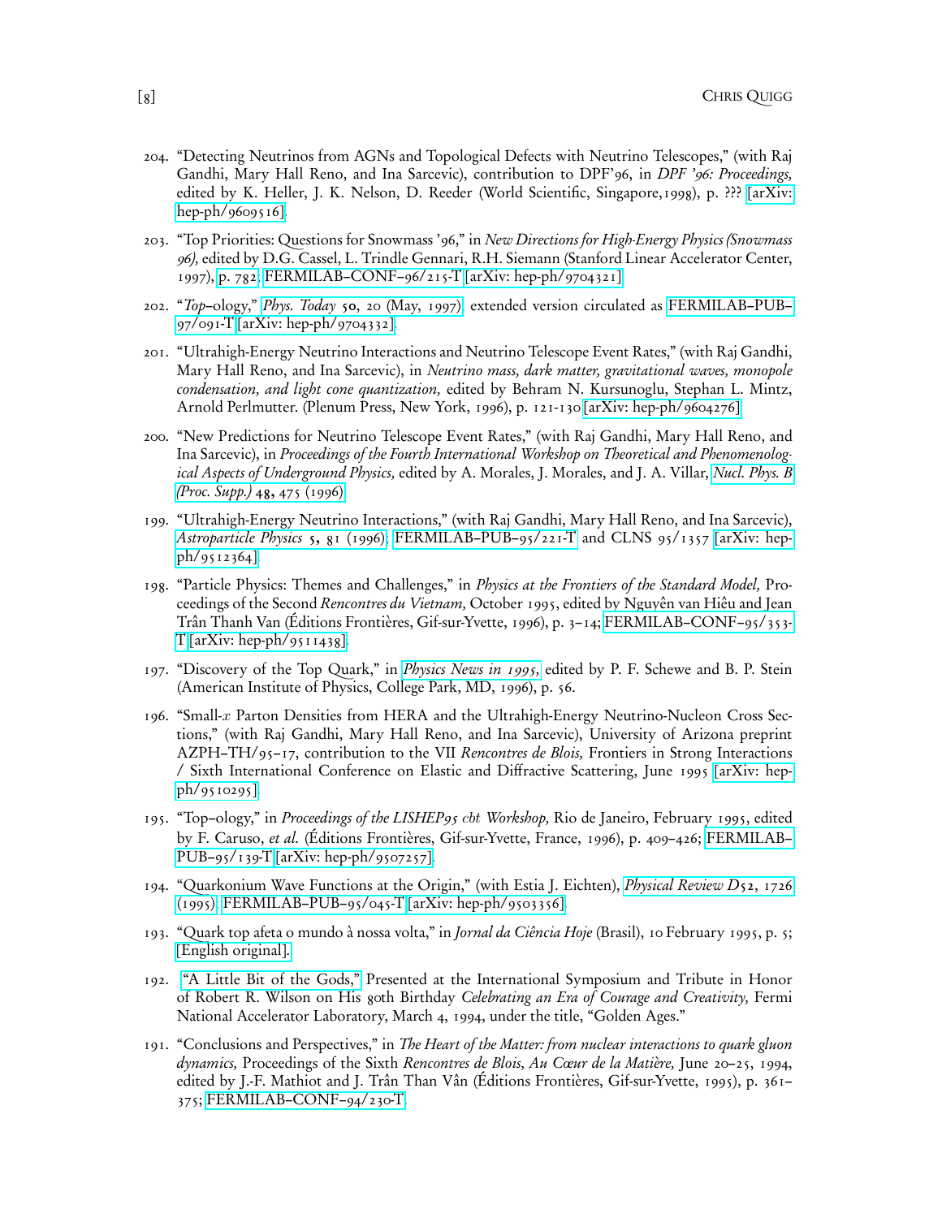204. "Detecting Neutrinos from AGNs and Topological Defects with Neutrino Telescopes," (with Raj Gandhi, Mary Hall Reno, and Ina Sarcevic), contribution to DPF'96, in *DPF '96: Proceedings,* edited by K. Heller, J. K. Nelson, D. Reeder (World Scientific, Singapore,1998), p. ??? [arXiv: hep-ph/9609516].

203. "Top Priorities: Questions for Snowmass '96," in *New Directions for High-Energy Physics (Snowmass 96),* edited by D.G. Cassel, L. Trindle Gennari, R.H. Siemann (Stanford Linear Accelerator Center, 1997), p. 782; FERMILAB–CONF–96/215-T [arXiv: hep-ph/9704321]

202. "*Top*–ology," *Phys. Today* **50**, 20 (May, 1997); extended version circulated as FERMILAB–PUB–97/091-T [arXiv: hep-ph/9704332].

201. "Ultrahigh-Energy Neutrino Interactions and Neutrino Telescope Event Rates," (with Raj Gandhi, Mary Hall Reno, and Ina Sarcevic), in *Neutrino mass, dark matter, gravitational waves, monopole condensation, and light cone quantization,* edited by Behram N. Kursunoglu, Stephan L. Mintz, Arnold Perlmutter. (Plenum Press, New York, 1996), p. 121-130 [arXiv: hep-ph/9604276]

200. "New Predictions for Neutrino Telescope Event Rates," (with Raj Gandhi, Mary Hall Reno, and Ina Sarcevic), in *Proceedings of the Fourth International Workshop on Theoretical and Phenomenological Aspects of Underground Physics,* edited by A. Morales, J. Morales, and J. A. Villar, *Nucl. Phys. B (Proc. Supp.)* **48**, 475 (1996).

199. "Ultrahigh-Energy Neutrino Interactions," (with Raj Gandhi, Mary Hall Reno, and Ina Sarcevic), *Astroparticle Physics* **5**, 81 (1996); FERMILAB–PUB–95/221-T and CLNS 95/1357 [arXiv: hep-ph/9512364].

198. "Particle Physics: Themes and Challenges," in *Physics at the Frontiers of the Standard Model,* Proceedings of the Second *Rencontres du Vietnam,* October 1995, edited by Nguyên van Hiêu and Jean Trân Thanh Van (Éditions Frontières, Gif-sur-Yvette, 1996), p. 3–14; FERMILAB–CONF–95/353-T [arXiv: hep-ph/9511438].

197. "Discovery of the Top Quark," in *Physics News in 1995,* edited by P. F. Schewe and B. P. Stein (American Institute of Physics, College Park, MD, 1996), p. 56.

196. "Small-$x$ Parton Densities from HERA and the Ultrahigh-Energy Neutrino-Nucleon Cross Sections," (with Raj Gandhi, Mary Hall Reno, and Ina Sarcevic), University of Arizona preprint AZPH–TH/95–17, contribution to the VII *Rencontres de Blois,* Frontiers in Strong Interactions / Sixth International Conference on Elastic and Diffractive Scattering, June 1995 [arXiv: hep-ph/9510295].

195. "Top–ology," in *Proceedings of the LISHEP95 cbt Workshop,* Rio de Janeiro, February 1995, edited by F. Caruso, *et al.* (Éditions Frontières, Gif-sur-Yvette, France, 1996), p. 409–426; FERMILAB–PUB–95/139-T [arXiv: hep-ph/9507257].

194. "Quarkonium Wave Functions at the Origin," (with Estia J. Eichten), *Physical Review D***52**, 1726 (1995); FERMILAB–PUB–95/045-T [arXiv: hep-ph/9503356].

193. "Quark top afeta o mundo à nossa volta," in *Jornal da Ciência Hoje* (Brasil), 10 February 1995, p. 5; [English original].

192. "A Little Bit of the Gods," Presented at the International Symposium and Tribute in Honor of Robert R. Wilson on His 80th Birthday *Celebrating an Era of Courage and Creativity,* Fermi National Accelerator Laboratory, March 4, 1994, under the title, "Golden Ages."

191. "Conclusions and Perspectives," in *The Heart of the Matter: from nuclear interactions to quark gluon dynamics,* Proceedings of the Sixth *Rencontres de Blois, Au Cœur de la Matière,* June 20–25, 1994, edited by J.-F. Mathiot and J. Trân Than Vân (Éditions Frontières, Gif-sur-Yvette, 1995), p. 361–375; FERMILAB–CONF–94/230-T.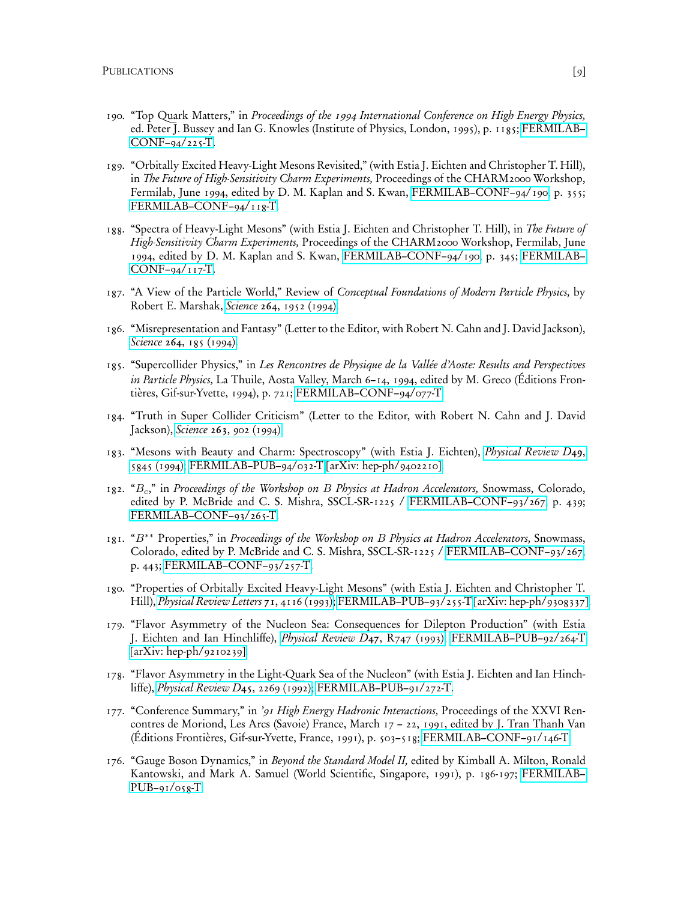190. "Top Quark Matters," in *Proceedings of the 1994 International Conference on High Energy Physics,* ed. Peter J. Bussey and Ian G. Knowles (Institute of Physics, London, 1995), p. 1185; FERMILAB–CONF–94/225-T.

189. "Orbitally Excited Heavy-Light Mesons Revisited," (with Estia J. Eichten and Christopher T. Hill), in *The Future of High-Sensitivity Charm Experiments,* Proceedings of the CHARM2000 Workshop, Fermilab, June 1994, edited by D. M. Kaplan and S. Kwan, FERMILAB–CONF–94/190, p. 355; FERMILAB–CONF–94/118-T.

188. "Spectra of Heavy-Light Mesons" (with Estia J. Eichten and Christopher T. Hill), in *The Future of High-Sensitivity Charm Experiments,* Proceedings of the CHARM2000 Workshop, Fermilab, June 1994, edited by D. M. Kaplan and S. Kwan, FERMILAB–CONF–94/190, p. 345; FERMILAB–CONF–94/117-T.

187. "A View of the Particle World," Review of *Conceptual Foundations of Modern Particle Physics,* by Robert E. Marshak, *Science* **264**, 1952 (1994).

186. "Misrepresentation and Fantasy" (Letter to the Editor, with Robert N. Cahn and J. David Jackson), *Science* **264**, 185 (1994).

185. "Supercollider Physics," in *Les Rencontres de Physique de la Vallée d'Aoste: Results and Perspectives in Particle Physics,* La Thuile, Aosta Valley, March 6–14, 1994, edited by M. Greco (Éditions Frontières, Gif-sur-Yvette, 1994), p. 721; FERMILAB–CONF–94/077-T.

184. "Truth in Super Collider Criticism" (Letter to the Editor, with Robert N. Cahn and J. David Jackson), *Science* **263**, 902 (1994).

183. "Mesons with Beauty and Charm: Spectroscopy" (with Estia J. Eichten), *Physical Review D***49**, 5845 (1994); FERMILAB–PUB–94/032-T [arXiv: hep-ph/9402210].

182. "$B_c$," in *Proceedings of the Workshop on B Physics at Hadron Accelerators,* Snowmass, Colorado, edited by P. McBride and C. S. Mishra, SSCL-SR-1225 / FERMILAB–CONF–93/267, p. 439; FERMILAB–CONF–93/265-T.

181. "$B^{**}$ Properties," in *Proceedings of the Workshop on B Physics at Hadron Accelerators,* Snowmass, Colorado, edited by P. McBride and C. S. Mishra, SSCL-SR-1225 / FERMILAB–CONF–93/267, p. 443; FERMILAB–CONF–93/257-T.

180. "Properties of Orbitally Excited Heavy-Light Mesons" (with Estia J. Eichten and Christopher T. Hill), *Physical Review Letters* **71**, 4116 (1993); FERMILAB–PUB–93/255-T [arXiv: hep-ph/9308337].

179. "Flavor Asymmetry of the Nucleon Sea: Consequences for Dilepton Production" (with Estia J. Eichten and Ian Hinchliffe), *Physical Review D***47**, R747 (1993); FERMILAB–PUB–92/264-T [arXiv: hep-ph/9210239].

178. "Flavor Asymmetry in the Light-Quark Sea of the Nucleon" (with Estia J. Eichten and Ian Hinchliffe), *Physical Review D***45**, 2269 (1992); FERMILAB–PUB–91/272-T.

177. "Conference Summary," in *'91 High Energy Hadronic Interactions,* Proceedings of the XXVI Rencontres de Moriond, Les Arcs (Savoie) France, March 17 – 22, 1991, edited by J. Tran Thanh Van (Éditions Frontières, Gif-sur-Yvette, France, 1991), p. 503–518; FERMILAB–CONF–91/146-T.

176. "Gauge Boson Dynamics," in *Beyond the Standard Model II,* edited by Kimball A. Milton, Ronald Kantowski, and Mark A. Samuel (World Scientific, Singapore, 1991), p. 186-197; FERMILAB–PUB–91/058-T.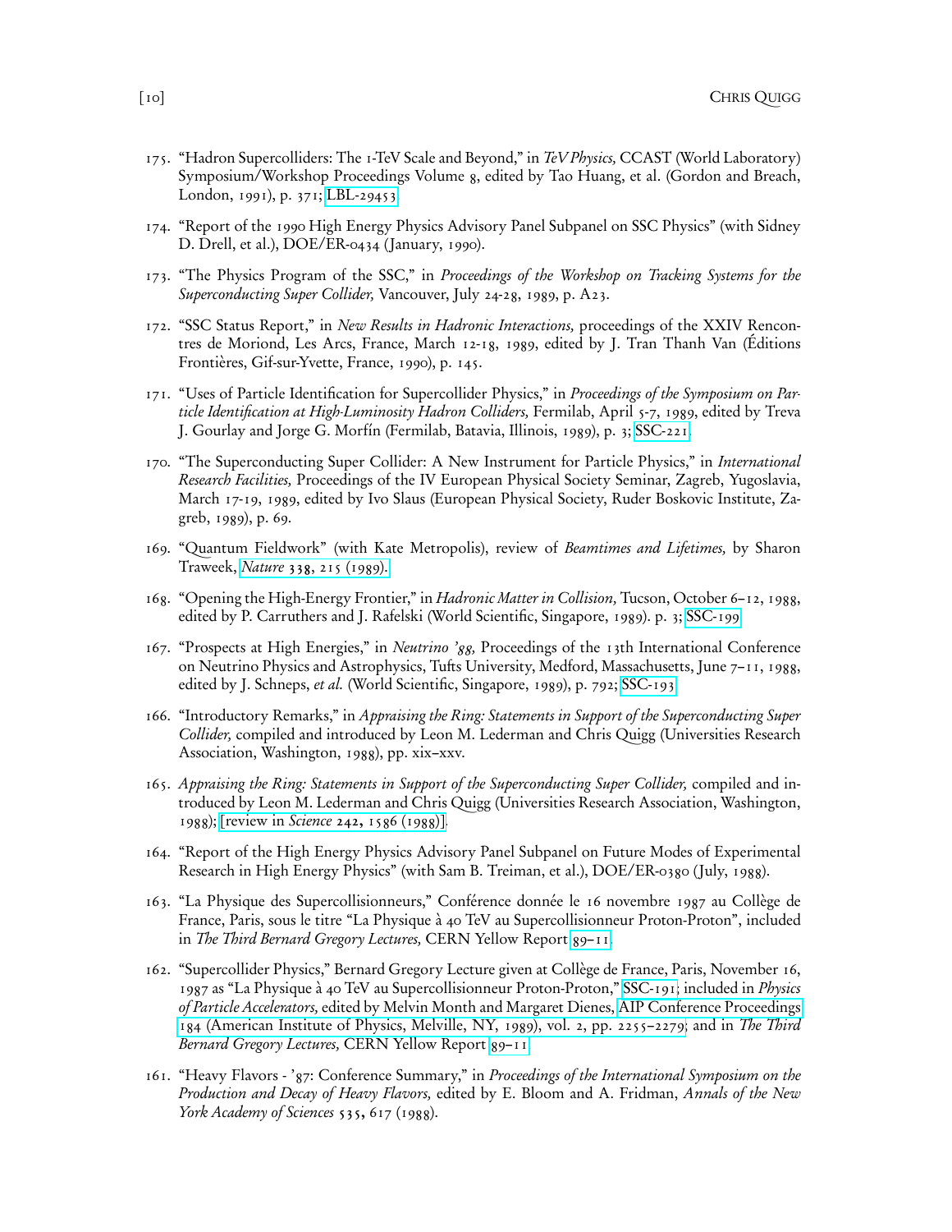175. "Hadron Supercolliders: The 1-TeV Scale and Beyond," in *TeV Physics,* CCAST (World Laboratory) Symposium/Workshop Proceedings Volume 8, edited by Tao Huang, et al. (Gordon and Breach, London, 1991), p. 371; LBL-29453.

174. "Report of the 1990 High Energy Physics Advisory Panel Subpanel on SSC Physics" (with Sidney D. Drell, et al.), DOE/ER-0434 (January, 1990).

173. "The Physics Program of the SSC," in *Proceedings of the Workshop on Tracking Systems for the Superconducting Super Collider,* Vancouver, July 24-28, 1989, p. A23.

172. "SSC Status Report," in *New Results in Hadronic Interactions,* proceedings of the XXIV Rencontres de Moriond, Les Arcs, France, March 12-18, 1989, edited by J. Tran Thanh Van (Éditions Frontières, Gif-sur-Yvette, France, 1990), p. 145.

171. "Uses of Particle Identification for Supercollider Physics," in *Proceedings of the Symposium on Particle Identification at High-Luminosity Hadron Colliders,* Fermilab, April 5-7, 1989, edited by Treva J. Gourlay and Jorge G. Morfín (Fermilab, Batavia, Illinois, 1989), p. 3; SSC-221.

170. "The Superconducting Super Collider: A New Instrument for Particle Physics," in *International Research Facilities,* Proceedings of the IV European Physical Society Seminar, Zagreb, Yugoslavia, March 17-19, 1989, edited by Ivo Slaus (European Physical Society, Ruder Boskovic Institute, Zagreb, 1989), p. 69.

169. "Quantum Fieldwork" (with Kate Metropolis), review of *Beamtimes and Lifetimes,* by Sharon Traweek, *Nature* **338,** 215 (1989).

168. "Opening the High-Energy Frontier," in *Hadronic Matter in Collision,* Tucson, October 6–12, 1988, edited by P. Carruthers and J. Rafelski (World Scientific, Singapore, 1989). p. 3; SSC-199.

167. "Prospects at High Energies," in *Neutrino '88,* Proceedings of the 13th International Conference on Neutrino Physics and Astrophysics, Tufts University, Medford, Massachusetts, June 7–11, 1988, edited by J. Schneps, *et al.* (World Scientific, Singapore, 1989), p. 792; SSC-193.

166. "Introductory Remarks," in *Appraising the Ring: Statements in Support of the Superconducting Super Collider,* compiled and introduced by Leon M. Lederman and Chris Quigg (Universities Research Association, Washington, 1988), pp. xix–xxv.

165. *Appraising the Ring: Statements in Support of the Superconducting Super Collider,* compiled and introduced by Leon M. Lederman and Chris Quigg (Universities Research Association, Washington, 1988); [review in *Science* **242,** 1586 (1988)].

164. "Report of the High Energy Physics Advisory Panel Subpanel on Future Modes of Experimental Research in High Energy Physics" (with Sam B. Treiman, et al.), DOE/ER-0380 (July, 1988).

163. "La Physique des Supercollisionneurs," Conférence donnée le 16 novembre 1987 au Collège de France, Paris, sous le titre "La Physique à 40 TeV au Supercollisionneur Proton-Proton", included in *The Third Bernard Gregory Lectures,* CERN Yellow Report 89–11.

162. "Supercollider Physics," Bernard Gregory Lecture given at Collège de France, Paris, November 16, 1987 as "La Physique à 40 TeV au Supercollisionneur Proton-Proton," SSC-191; included in *Physics of Particle Accelerators,* edited by Melvin Month and Margaret Dienes, AIP Conference Proceedings 184 (American Institute of Physics, Melville, NY, 1989), vol. 2, pp. 2255–2279; and in *The Third Bernard Gregory Lectures,* CERN Yellow Report 89–11.

161. "Heavy Flavors - '87: Conference Summary," in *Proceedings of the International Symposium on the Production and Decay of Heavy Flavors,* edited by E. Bloom and A. Fridman, *Annals of the New York Academy of Sciences* **535,** 617 (1988).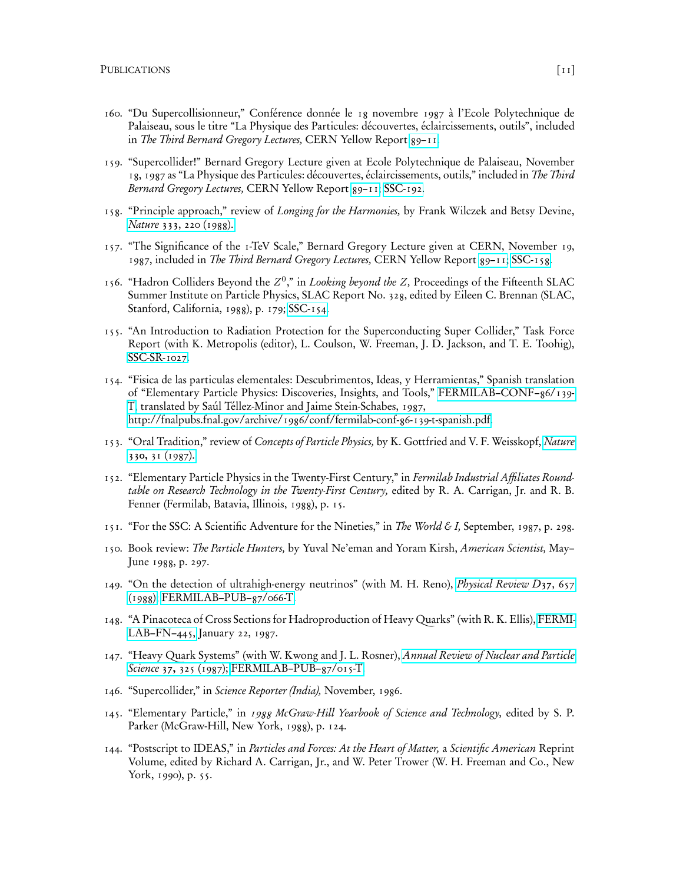160. "Du Supercollisionneur," Conférence donnée le 18 novembre 1987 à l'Ecole Polytechnique de Palaiseau, sous le titre "La Physique des Particules: découvertes, éclaircissements, outils", included in *The Third Bernard Gregory Lectures,* CERN Yellow Report 89–11.

159. "Supercollider!" Bernard Gregory Lecture given at Ecole Polytechnique de Palaiseau, November 18, 1987 as "La Physique des Particules: découvertes, éclaircissements, outils," included in *The Third Bernard Gregory Lectures,* CERN Yellow Report 89–11; SSC-192.

158. "Principle approach," review of *Longing for the Harmonies,* by Frank Wilczek and Betsy Devine, *Nature* **333**, 220 (1988).

157. "The Significance of the 1-TeV Scale," Bernard Gregory Lecture given at CERN, November 19, 1987, included in *The Third Bernard Gregory Lectures,* CERN Yellow Report 89–11; SSC-158.

156. "Hadron Colliders Beyond the $Z^0$," in *Looking beyond the Z,* Proceedings of the Fifteenth SLAC Summer Institute on Particle Physics, SLAC Report No. 328, edited by Eileen C. Brennan (SLAC, Stanford, California, 1988), p. 179; SSC-154.

155. "An Introduction to Radiation Protection for the Superconducting Super Collider," Task Force Report (with K. Metropolis (editor), L. Coulson, W. Freeman, J. D. Jackson, and T. E. Toohig), SSC-SR-1027.

154. "Fisica de las particulas elementales: Descubrimentos, Ideas, y Herramientas," Spanish translation of "Elementary Particle Physics: Discoveries, Insights, and Tools," FERMILAB–CONF–86/139-T, translated by Saúl Téllez-Minor and Jaime Stein-Schabes, 1987, http://fnalpubs.fnal.gov/archive/1986/conf/fermilab-conf-86-139-t-spanish.pdf.

153. "Oral Tradition," review of *Concepts of Particle Physics,* by K. Gottfried and V. F. Weisskopf, *Nature* **330**, 31 (1987).

152. "Elementary Particle Physics in the Twenty-First Century," in *Fermilab Industrial Affiliates Roundtable on Research Technology in the Twenty-First Century,* edited by R. A. Carrigan, Jr. and R. B. Fenner (Fermilab, Batavia, Illinois, 1988), p. 15.

151. "For the SSC: A Scientific Adventure for the Nineties," in *The World & I,* September, 1987, p. 298.

150. Book review: *The Particle Hunters,* by Yuval Ne'eman and Yoram Kirsh, *American Scientist,* May–June 1988, p. 297.

149. "On the detection of ultrahigh-energy neutrinos" (with M. H. Reno), *Physical Review D***37**, 657 (1988); FERMILAB–PUB–87/066-T.

148. "A Pinacoteca of Cross Sections for Hadroproduction of Heavy Quarks" (with R. K. Ellis), FERMILAB–FN–445, January 22, 1987.

147. "Heavy Quark Systems" (with W. Kwong and J. L. Rosner), *Annual Review of Nuclear and Particle Science* **37**, 325 (1987); FERMILAB–PUB–87/015-T.

146. "Supercollider," in *Science Reporter (India),* November, 1986.

145. "Elementary Particle," in *1988 McGraw-Hill Yearbook of Science and Technology,* edited by S. P. Parker (McGraw-Hill, New York, 1988), p. 124.

144. "Postscript to IDEAS," in *Particles and Forces: At the Heart of Matter,* a *Scientific American* Reprint Volume, edited by Richard A. Carrigan, Jr., and W. Peter Trower (W. H. Freeman and Co., New York, 1990), p. 55.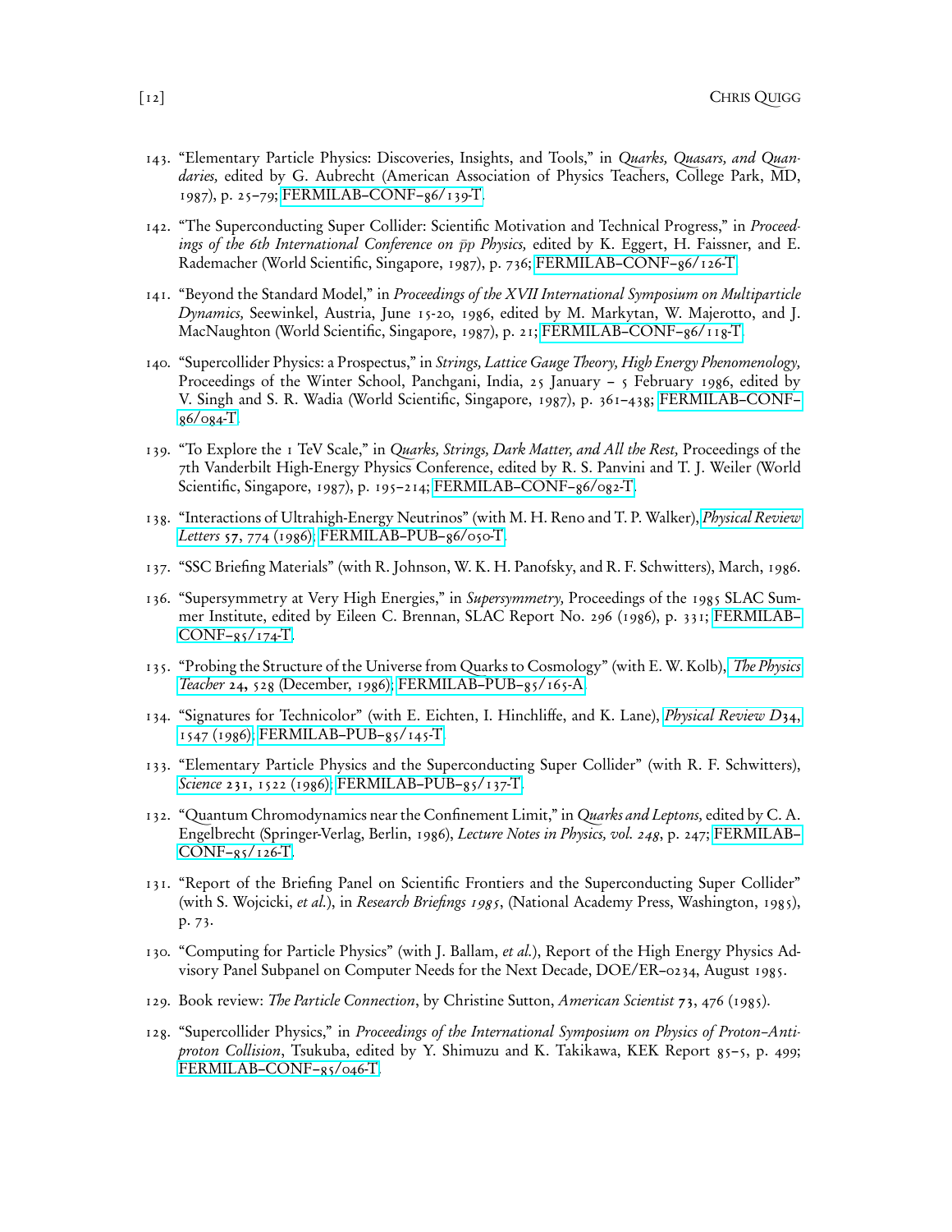143. "Elementary Particle Physics: Discoveries, Insights, and Tools," in *Quarks, Quasars, and Quandaries,* edited by G. Aubrecht (American Association of Physics Teachers, College Park, MD, 1987), p. 25–79; FERMILAB–CONF–86/139-T.

142. "The Superconducting Super Collider: Scientific Motivation and Technical Progress," in *Proceedings of the 6th International Conference on $\bar{p}p$ Physics,* edited by K. Eggert, H. Faissner, and E. Rademacher (World Scientific, Singapore, 1987), p. 736; FERMILAB–CONF–86/126-T.

141. "Beyond the Standard Model," in *Proceedings of the XVII International Symposium on Multiparticle Dynamics,* Seewinkel, Austria, June 15-20, 1986, edited by M. Markytan, W. Majerotto, and J. MacNaughton (World Scientific, Singapore, 1987), p. 21; FERMILAB–CONF–86/118-T.

140. "Supercollider Physics: a Prospectus," in *Strings, Lattice Gauge Theory, High Energy Phenomenology,* Proceedings of the Winter School, Panchgani, India, 25 January – 5 February 1986, edited by V. Singh and S. R. Wadia (World Scientific, Singapore, 1987), p. 361–438; FERMILAB–CONF–86/084-T.

139. "To Explore the 1 TeV Scale," in *Quarks, Strings, Dark Matter, and All the Rest,* Proceedings of the 7th Vanderbilt High-Energy Physics Conference, edited by R. S. Panvini and T. J. Weiler (World Scientific, Singapore, 1987), p. 195–214; FERMILAB–CONF–86/082-T.

138. "Interactions of Ultrahigh-Energy Neutrinos" (with M. H. Reno and T. P. Walker), *Physical Review Letters* **57**, 774 (1986); FERMILAB–PUB–86/050-T.

137. "SSC Briefing Materials" (with R. Johnson, W. K. H. Panofsky, and R. F. Schwitters), March, 1986.

136. "Supersymmetry at Very High Energies," in *Supersymmetry,* Proceedings of the 1985 SLAC Summer Institute, edited by Eileen C. Brennan, SLAC Report No. 296 (1986), p. 331; FERMILAB–CONF–85/174-T.

135. "Probing the Structure of the Universe from Quarks to Cosmology" (with E. W. Kolb), *The Physics Teacher* **24**, 528 (December, 1986); FERMILAB–PUB–85/165-A.

134. "Signatures for Technicolor" (with E. Eichten, I. Hinchliffe, and K. Lane), *Physical Review D* **34**, 1547 (1986); FERMILAB–PUB–85/145-T.

133. "Elementary Particle Physics and the Superconducting Super Collider" (with R. F. Schwitters), *Science* **231**, 1522 (1986); FERMILAB–PUB–85/137-T.

132. "Quantum Chromodynamics near the Confinement Limit," in *Quarks and Leptons,* edited by C. A. Engelbrecht (Springer-Verlag, Berlin, 1986), *Lecture Notes in Physics, vol. 248*, p. 247; FERMILAB–CONF–85/126-T.

131. "Report of the Briefing Panel on Scientific Frontiers and the Superconducting Super Collider" (with S. Wojcicki, *et al.*), in *Research Briefings 1985*, (National Academy Press, Washington, 1985), p. 73.

130. "Computing for Particle Physics" (with J. Ballam, *et al.*), Report of the High Energy Physics Advisory Panel Subpanel on Computer Needs for the Next Decade, DOE/ER–0234, August 1985.

129. Book review: *The Particle Connection*, by Christine Sutton, *American Scientist* **73**, 476 (1985).

128. "Supercollider Physics," in *Proceedings of the International Symposium on Physics of Proton–Antiproton Collision*, Tsukuba, edited by Y. Shimuzu and K. Takikawa, KEK Report 85–5, p. 499; FERMILAB–CONF–85/046-T.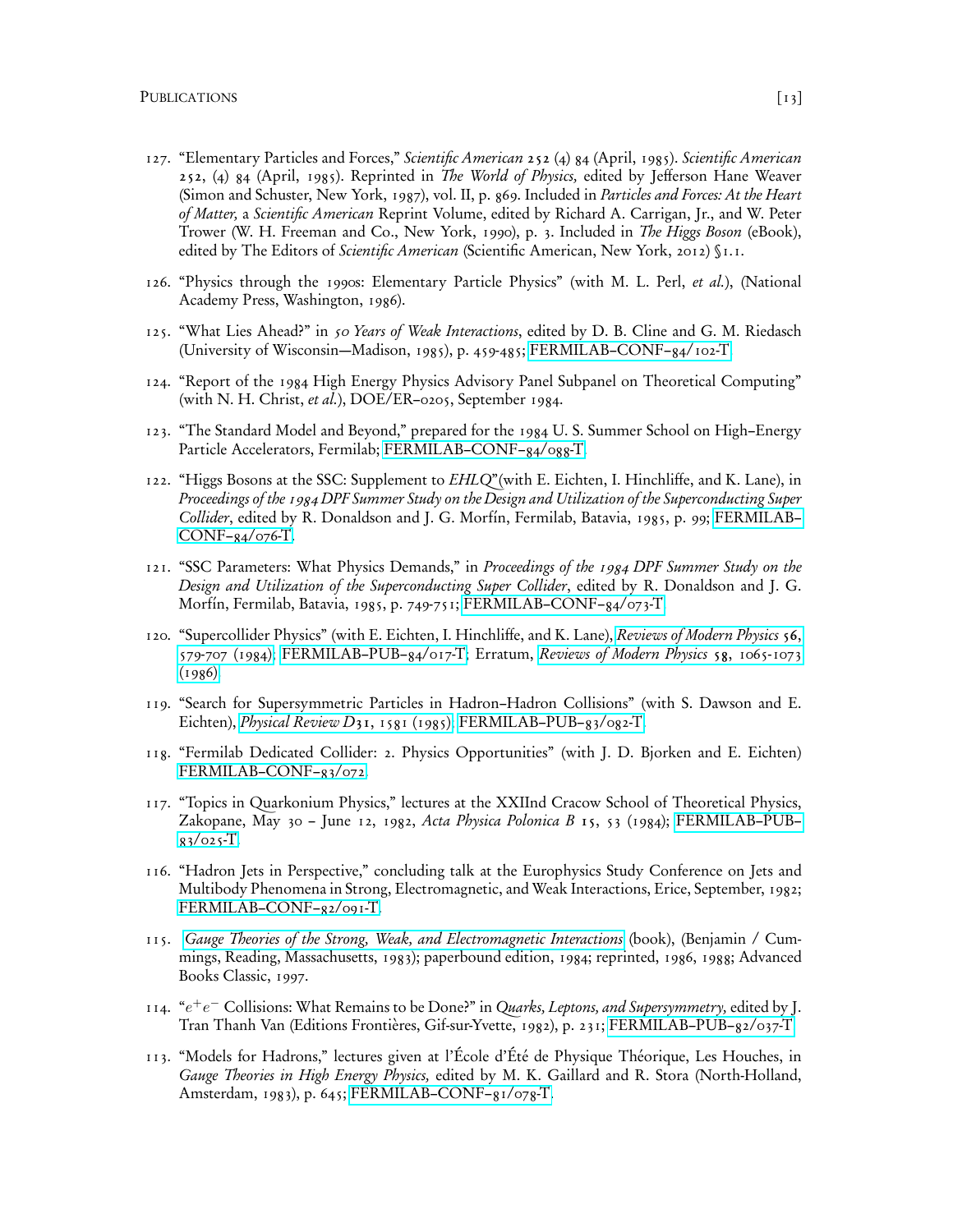127. "Elementary Particles and Forces," *Scientific American* **252** (4) 84 (April, 1985). *Scientific American* **252**, (4) 84 (April, 1985). Reprinted in *The World of Physics,* edited by Jefferson Hane Weaver (Simon and Schuster, New York, 1987), vol. II, p. 869. Included in *Particles and Forces: At the Heart of Matter,* a *Scientific American* Reprint Volume, edited by Richard A. Carrigan, Jr., and W. Peter Trower (W. H. Freeman and Co., New York, 1990), p. 3. Included in *The Higgs Boson* (eBook), edited by The Editors of *Scientific American* (Scientific American, New York, 2012) §1.1.

126. "Physics through the 1990s: Elementary Particle Physics" (with M. L. Perl, *et al.*), (National Academy Press, Washington, 1986).

125. "What Lies Ahead?" in *50 Years of Weak Interactions*, edited by D. B. Cline and G. M. Riedasch (University of Wisconsin—Madison, 1985), p. 459-485; FERMILAB–CONF–84/102-T.

124. "Report of the 1984 High Energy Physics Advisory Panel Subpanel on Theoretical Computing" (with N. H. Christ, *et al.*), DOE/ER–0205, September 1984.

123. "The Standard Model and Beyond," prepared for the 1984 U. S. Summer School on High–Energy Particle Accelerators, Fermilab; FERMILAB–CONF–84/088-T.

122. "Higgs Bosons at the SSC: Supplement to *EHLQ*"(with E. Eichten, I. Hinchliffe, and K. Lane), in *Proceedings of the 1984 DPF Summer Study on the Design and Utilization of the Superconducting Super Collider*, edited by R. Donaldson and J. G. Morfín, Fermilab, Batavia, 1985, p. 99; FERMILAB–CONF–84/076-T.

121. "SSC Parameters: What Physics Demands," in *Proceedings of the 1984 DPF Summer Study on the Design and Utilization of the Superconducting Super Collider*, edited by R. Donaldson and J. G. Morfín, Fermilab, Batavia, 1985, p. 749-751; FERMILAB–CONF–84/073-T.

120. "Supercollider Physics" (with E. Eichten, I. Hinchliffe, and K. Lane), *Reviews of Modern Physics* **56**, 579-707 (1984); FERMILAB–PUB–84/017-T; Erratum, *Reviews of Modern Physics* **58**, 1065-1073 (1986).

119. "Search for Supersymmetric Particles in Hadron–Hadron Collisions" (with S. Dawson and E. Eichten), *Physical Review D* **31**, 1581 (1985); FERMILAB–PUB–83/082-T.

118. "Fermilab Dedicated Collider: 2. Physics Opportunities" (with J. D. Bjorken and E. Eichten) FERMILAB–CONF–83/072.

117. "Topics in Quarkonium Physics," lectures at the XXIInd Cracow School of Theoretical Physics, Zakopane, May 30 – June 12, 1982, *Acta Physica Polonica B* **15**, 53 (1984); FERMILAB–PUB–83/025-T.

116. "Hadron Jets in Perspective," concluding talk at the Europhysics Study Conference on Jets and Multibody Phenomena in Strong, Electromagnetic, and Weak Interactions, Erice, September, 1982; FERMILAB–CONF–82/091-T.

115. *Gauge Theories of the Strong, Weak, and Electromagnetic Interactions* (book), (Benjamin / Cummings, Reading, Massachusetts, 1983); paperbound edition, 1984; reprinted, 1986, 1988; Advanced Books Classic, 1997.

114. "$e^+e^-$ Collisions: What Remains to be Done?" in *Quarks, Leptons, and Supersymmetry,* edited by J. Tran Thanh Van (Editions Frontières, Gif-sur-Yvette, 1982), p. 231; FERMILAB–PUB–82/037-T.

113. "Models for Hadrons," lectures given at l'École d'Été de Physique Théorique, Les Houches, in *Gauge Theories in High Energy Physics,* edited by M. K. Gaillard and R. Stora (North-Holland, Amsterdam, 1983), p. 645; FERMILAB–CONF–81/078-T.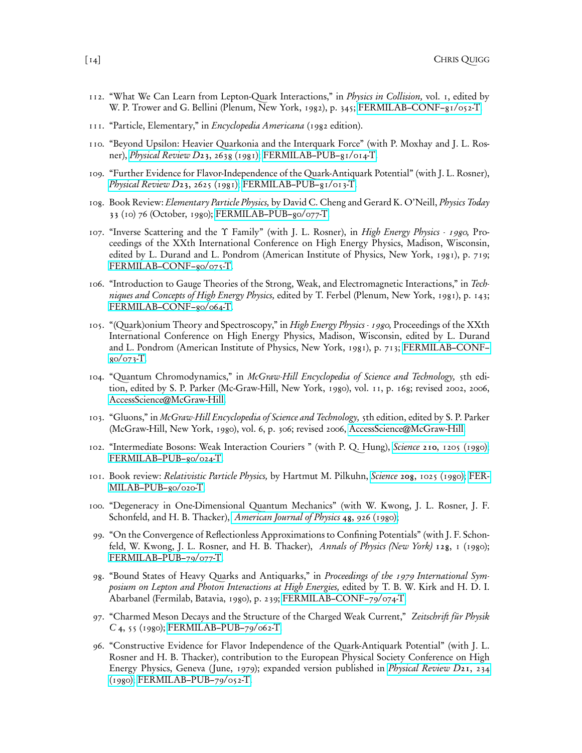112. "What We Can Learn from Lepton-Quark Interactions," in *Physics in Collision,* vol. 1, edited by W. P. Trower and G. Bellini (Plenum, New York, 1982), p. 345; FERMILAB–CONF–81/052-T.

111. "Particle, Elementary," in *Encyclopedia Americana* (1982 edition).

110. "Beyond Upsilon: Heavier Quarkonia and the Interquark Force" (with P. Moxhay and J. L. Rosner), *Physical Review D* **23**, 2638 (1981); FERMILAB–PUB–81/014-T.

109. "Further Evidence for Flavor-Independence of the Quark-Antiquark Potential" (with J. L. Rosner), *Physical Review D* **23**, 2625 (1981); FERMILAB–PUB–81/013-T.

108. Book Review: *Elementary Particle Physics,* by David C. Cheng and Gerard K. O'Neill, *Physics Today* **33** (10) 76 (October, 1980); FERMILAB–PUB–80/077-T.

107. "Inverse Scattering and the $\Upsilon$ Family" (with J. L. Rosner), in *High Energy Physics - 1980,* Proceedings of the XXth International Conference on High Energy Physics, Madison, Wisconsin, edited by L. Durand and L. Pondrom (American Institute of Physics, New York, 1981), p. 719; FERMILAB–CONF–80/075-T.

106. "Introduction to Gauge Theories of the Strong, Weak, and Electromagnetic Interactions," in *Techniques and Concepts of High Energy Physics,* edited by T. Ferbel (Plenum, New York, 1981), p. 143; FERMILAB–CONF–80/064-T.

105. "(Quark)onium Theory and Spectroscopy," in *High Energy Physics - 1980,* Proceedings of the XXth International Conference on High Energy Physics, Madison, Wisconsin, edited by L. Durand and L. Pondrom (American Institute of Physics, New York, 1981), p. 713; FERMILAB–CONF–80/073-T.

104. "Quantum Chromodynamics," in *McGraw-Hill Encyclopedia of Science and Technology,* 5th edition, edited by S. P. Parker (Mc-Graw-Hill, New York, 1980), vol. 11, p. 168; revised 2002, 2006, AccessScience@McGraw-Hill.

103. "Gluons," in *McGraw-Hill Encyclopedia of Science and Technology,* 5th edition, edited by S. P. Parker (McGraw-Hill, New York, 1980), vol. 6, p. 306; revised 2006, AccessScience@McGraw-Hill.

102. "Intermediate Bosons: Weak Interaction Couriers " (with P. Q. Hung), *Science* **210**, 1205 (1980); FERMILAB–PUB–80/024-T.

101. Book review: *Relativistic Particle Physics,* by Hartmut M. Pilkuhn, *Science* **208**, 1025 (1980); FERMILAB–PUB–80/020-T.

100. "Degeneracy in One-Dimensional Quantum Mechanics" (with W. Kwong, J. L. Rosner, J. F. Schonfeld, and H. B. Thacker), *American Journal of Physics* **48**, 926 (1980);

99. "On the Convergence of Reflectionless Approximations to Confining Potentials" (with J. F. Schonfeld, W. Kwong, J. L. Rosner, and H. B. Thacker), *Annals of Physics (New York)* **128**, 1 (1980); FERMILAB–PUB–79/077-T.

98. "Bound States of Heavy Quarks and Antiquarks," in *Proceedings of the 1979 International Symposium on Lepton and Photon Interactions at High Energies,* edited by T. B. W. Kirk and H. D. I. Abarbanel (Fermilab, Batavia, 1980), p. 239; FERMILAB–CONF–79/074-T.

97. "Charmed Meson Decays and the Structure of the Charged Weak Current," *Zeitschrift für Physik C* **4**, 55 (1980); FERMILAB–PUB–79/062-T.

96. "Constructive Evidence for Flavor Independence of the Quark-Antiquark Potential" (with J. L. Rosner and H. B. Thacker), contribution to the European Physical Society Conference on High Energy Physics, Geneva (June, 1979); expanded version published in *Physical Review D* **21**, 234 (1980); FERMILAB–PUB–79/052-T.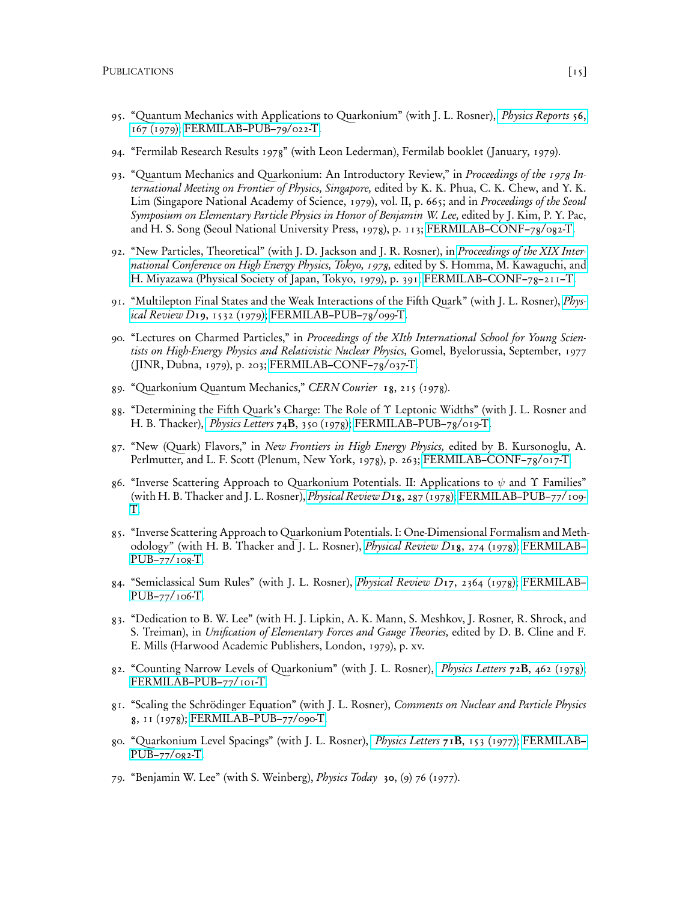95. "Quantum Mechanics with Applications to Quarkonium" (with J. L. Rosner), *Physics Reports* **56**, 167 (1979); FERMILAB–PUB–79/022-T.

94. "Fermilab Research Results 1978" (with Leon Lederman), Fermilab booklet (January, 1979).

93. "Quantum Mechanics and Quarkonium: An Introductory Review," in *Proceedings of the 1978 International Meeting on Frontier of Physics, Singapore,* edited by K. K. Phua, C. K. Chew, and Y. K. Lim (Singapore National Academy of Science, 1979), vol. II, p. 665; and in *Proceedings of the Seoul Symposium on Elementary Particle Physics in Honor of Benjamin W. Lee,* edited by J. Kim, P. Y. Pac, and H. S. Song (Seoul National University Press, 1978), p. 113; FERMILAB–CONF–78/082-T.

92. "New Particles, Theoretical" (with J. D. Jackson and J. R. Rosner), in *Proceedings of the XIX International Conference on High Energy Physics, Tokyo, 1978,* edited by S. Homma, M. Kawaguchi, and H. Miyazawa (Physical Society of Japan, Tokyo, 1979), p. 391; FERMILAB–CONF–78–211–T.

91. "Multilepton Final States and the Weak Interactions of the Fifth Quark" (with J. L. Rosner), *Physical Review D***19**, 1532 (1979); FERMILAB–PUB–78/099-T.

90. "Lectures on Charmed Particles," in *Proceedings of the XIth International School for Young Scientists on High-Energy Physics and Relativistic Nuclear Physics,* Gomel, Byelorussia, September, 1977 (JINR, Dubna, 1979), p. 203; FERMILAB–CONF–78/037-T.

89. "Quarkonium Quantum Mechanics," *CERN Courier* **18**, 215 (1978).

88. "Determining the Fifth Quark's Charge: The Role of $\Upsilon$ Leptonic Widths" (with J. L. Rosner and H. B. Thacker), *Physics Letters* **74B**, 350 (1978); FERMILAB–PUB–78/019-T.

87. "New (Quark) Flavors," in *New Frontiers in High Energy Physics,* edited by B. Kursonoglu, A. Perlmutter, and L. F. Scott (Plenum, New York, 1978), p. 263; FERMILAB–CONF–78/017-T.

86. "Inverse Scattering Approach to Quarkonium Potentials. II: Applications to $\psi$ and $\Upsilon$ Families" (with H. B. Thacker and J. L. Rosner), *Physical Review D***18**, 287 (1978); FERMILAB–PUB–77/109-T.

85. "Inverse Scattering Approach to Quarkonium Potentials. I: One-Dimensional Formalism and Methodology" (with H. B. Thacker and J. L. Rosner), *Physical Review D***18**, 274 (1978); FERMILAB–PUB–77/108-T.

84. "Semiclassical Sum Rules" (with J. L. Rosner), *Physical Review D***17**, 2364 (1978); FERMILAB–PUB–77/106-T.

83. "Dedication to B. W. Lee" (with H. J. Lipkin, A. K. Mann, S. Meshkov, J. Rosner, R. Shrock, and S. Treiman), in *Unification of Elementary Forces and Gauge Theories,* edited by D. B. Cline and F. E. Mills (Harwood Academic Publishers, London, 1979), p. xv.

82. "Counting Narrow Levels of Quarkonium" (with J. L. Rosner), *Physics Letters* **72B**, 462 (1978); FERMILAB–PUB–77/101-T.

81. "Scaling the Schrödinger Equation" (with J. L. Rosner), *Comments on Nuclear and Particle Physics* **8**, 11 (1978); FERMILAB–PUB–77/090-T.

80. "Quarkonium Level Spacings" (with J. L. Rosner), *Physics Letters* **71B**, 153 (1977); FERMILAB–PUB–77/082-T.

79. "Benjamin W. Lee" (with S. Weinberg), *Physics Today* **30**, (9) 76 (1977).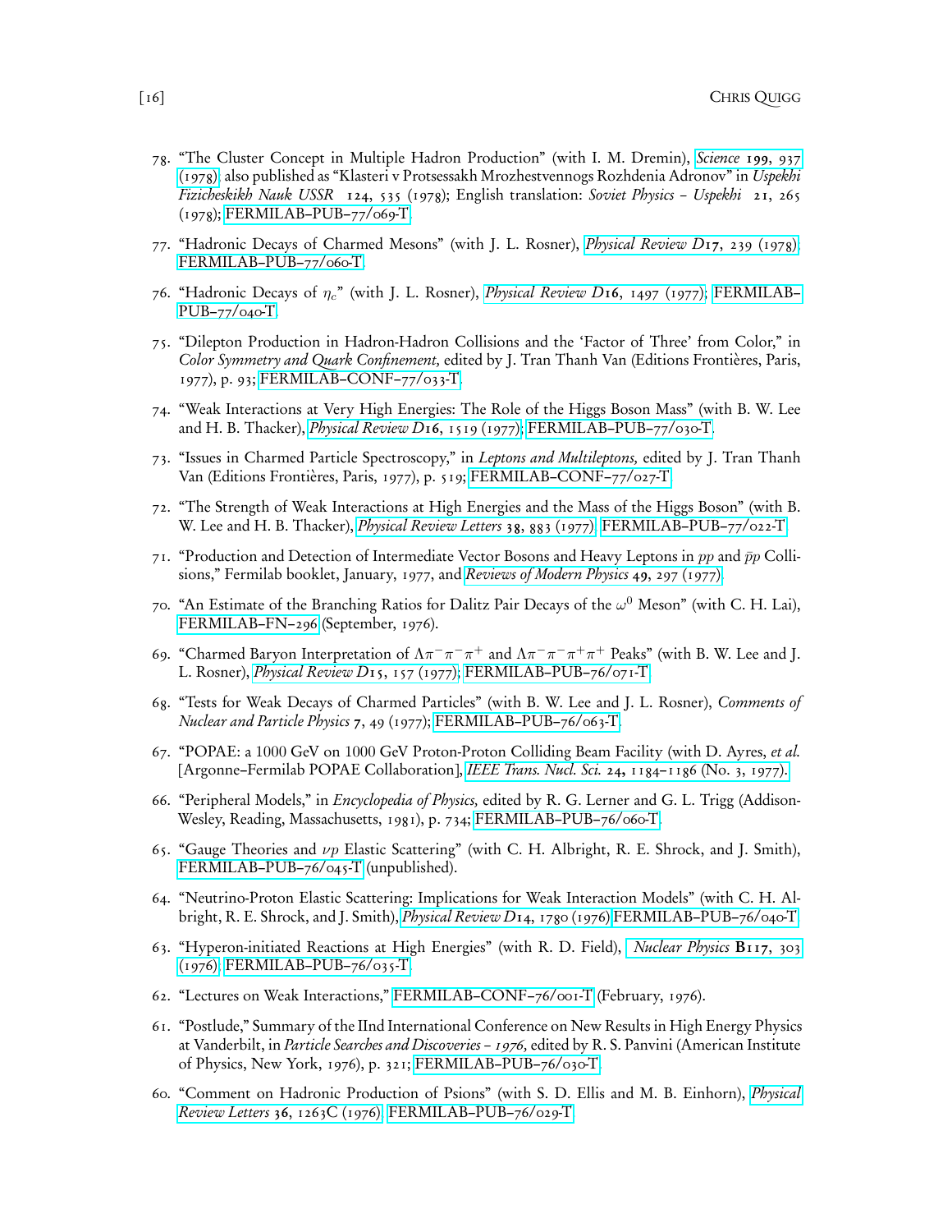78. "The Cluster Concept in Multiple Hadron Production" (with I. M. Dremin), *Science* **199**, 937 (1978); also published as "Klasteri v Protsessakh Mrozhestvennogs Rozhdenia Adronov" in *Uspekhi Fizicheskikh Nauk USSR* **124**, 535 (1978); English translation: *Soviet Physics – Uspekhi* **21**, 265 (1978); FERMILAB–PUB–77/069-T.

77. "Hadronic Decays of Charmed Mesons" (with J. L. Rosner), *Physical Review D***17**, 239 (1978); FERMILAB–PUB–77/060-T.

76. "Hadronic Decays of $\eta_c$" (with J. L. Rosner), *Physical Review D***16**, 1497 (1977); FERMILAB–PUB–77/040-T.

75. "Dilepton Production in Hadron-Hadron Collisions and the 'Factor of Three' from Color," in *Color Symmetry and Quark Confinement,* edited by J. Tran Thanh Van (Editions Frontières, Paris, 1977), p. 93; FERMILAB–CONF–77/033-T.

74. "Weak Interactions at Very High Energies: The Role of the Higgs Boson Mass" (with B. W. Lee and H. B. Thacker), *Physical Review D***16**, 1519 (1977); FERMILAB–PUB–77/030-T.

73. "Issues in Charmed Particle Spectroscopy," in *Leptons and Multileptons,* edited by J. Tran Thanh Van (Editions Frontières, Paris, 1977), p. 519; FERMILAB–CONF–77/027-T.

72. "The Strength of Weak Interactions at High Energies and the Mass of the Higgs Boson" (with B. W. Lee and H. B. Thacker), *Physical Review Letters* **38**, 883 (1977); FERMILAB–PUB–77/022-T.

71. "Production and Detection of Intermediate Vector Bosons and Heavy Leptons in $pp$ and $\bar{p}p$ Collisions," Fermilab booklet, January, 1977, and *Reviews of Modern Physics* **49**, 297 (1977).

70. "An Estimate of the Branching Ratios for Dalitz Pair Decays of the $\omega^0$ Meson" (with C. H. Lai), FERMILAB–FN–296 (September, 1976).

69. "Charmed Baryon Interpretation of $\Lambda\pi^-\pi^-\pi^+$ and $\Lambda\pi^-\pi^-\pi^+\pi^+$ Peaks" (with B. W. Lee and J. L. Rosner), *Physical Review D***15**, 157 (1977); FERMILAB–PUB–76/071-T.

68. "Tests for Weak Decays of Charmed Particles" (with B. W. Lee and J. L. Rosner), *Comments of Nuclear and Particle Physics* **7**, 49 (1977); FERMILAB–PUB–76/063-T.

67. "POPAE: a 1000 GeV on 1000 GeV Proton-Proton Colliding Beam Facility (with D. Ayres, *et al.* [Argonne–Fermilab POPAE Collaboration], *IEEE Trans. Nucl. Sci.* **24,** 1184–1186 (No. 3, 1977).

66. "Peripheral Models," in *Encyclopedia of Physics,* edited by R. G. Lerner and G. L. Trigg (Addison-Wesley, Reading, Massachusetts, 1981), p. 734; FERMILAB–PUB–76/060-T.

65. "Gauge Theories and $\nu p$ Elastic Scattering" (with C. H. Albright, R. E. Shrock, and J. Smith), FERMILAB–PUB–76/045-T (unpublished).

64. "Neutrino-Proton Elastic Scattering: Implications for Weak Interaction Models" (with C. H. Albright, R. E. Shrock, and J. Smith), *Physical Review D***14**, 1780 (1976) FERMILAB–PUB–76/040-T.

63. "Hyperon-initiated Reactions at High Energies" (with R. D. Field), *Nuclear Physics* **B117**, 303 (1976); FERMILAB–PUB–76/035-T.

62. "Lectures on Weak Interactions," FERMILAB–CONF–76/001-T (February, 1976).

61. "Postlude," Summary of the IInd International Conference on New Results in High Energy Physics at Vanderbilt, in *Particle Searches and Discoveries – 1976,* edited by R. S. Panvini (American Institute of Physics, New York, 1976), p. 321; FERMILAB–PUB–76/030-T.

60. "Comment on Hadronic Production of Psions" (with S. D. Ellis and M. B. Einhorn), *Physical Review Letters* **36**, 1263C (1976); FERMILAB–PUB–76/029-T.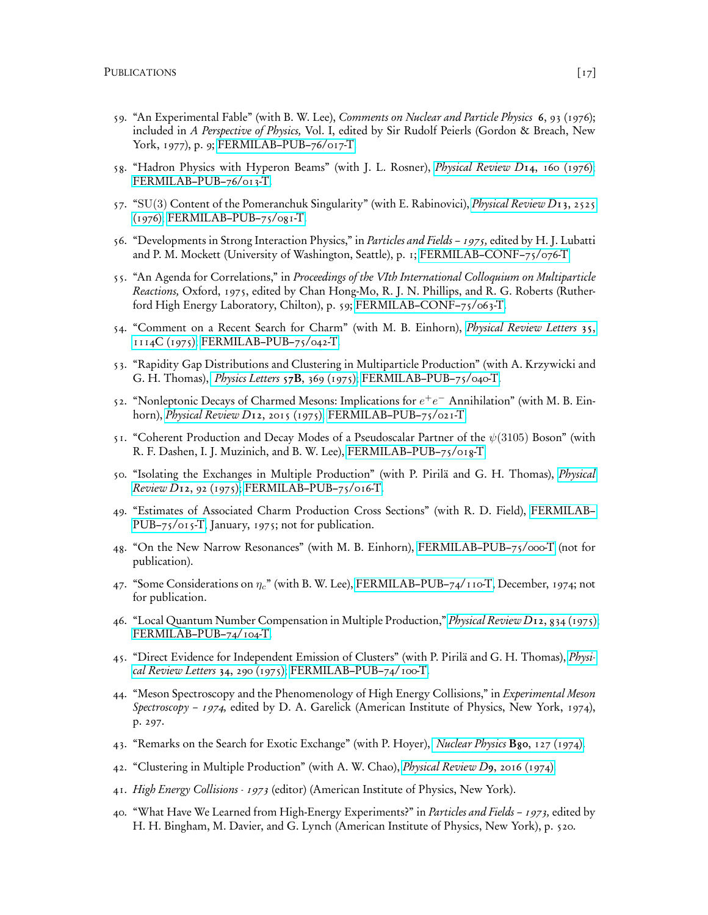59. "An Experimental Fable" (with B. W. Lee), *Comments on Nuclear and Particle Physics* **6**, 93 (1976); included in *A Perspective of Physics,* Vol. I, edited by Sir Rudolf Peierls (Gordon & Breach, New York, 1977), p. 9; FERMILAB–PUB–76/017-T.

58. "Hadron Physics with Hyperon Beams" (with J. L. Rosner), *Physical Review D***14**, 160 (1976); FERMILAB–PUB–76/013-T.

57. "SU(3) Content of the Pomeranchuk Singularity" (with E. Rabinovici), *Physical Review D***13**, 2525 (1976); FERMILAB–PUB–75/081-T.

56. "Developments in Strong Interaction Physics," in *Particles and Fields – 1975,* edited by H. J. Lubatti and P. M. Mockett (University of Washington, Seattle), p. 1; FERMILAB–CONF–75/076-T.

55. "An Agenda for Correlations," in *Proceedings of the VIth International Colloquium on Multiparticle Reactions,* Oxford, 1975, edited by Chan Hong-Mo, R. J. N. Phillips, and R. G. Roberts (Rutherford High Energy Laboratory, Chilton), p. 59; FERMILAB–CONF–75/063-T.

54. "Comment on a Recent Search for Charm" (with M. B. Einhorn), *Physical Review Letters* **35**, 1114C (1975); FERMILAB–PUB–75/042-T.

53. "Rapidity Gap Distributions and Clustering in Multiparticle Production" (with A. Krzywicki and G. H. Thomas), *Physics Letters* **57B**, 369 (1975); FERMILAB–PUB–75/040-T.

52. "Nonleptonic Decays of Charmed Mesons: Implications for $e^+e^-$ Annihilation" (with M. B. Einhorn), *Physical Review D***12**, 2015 (1975); FERMILAB–PUB–75/021-T.

51. "Coherent Production and Decay Modes of a Pseudoscalar Partner of the $\psi(3105)$ Boson" (with R. F. Dashen, I. J. Muzinich, and B. W. Lee), FERMILAB–PUB–75/018-T.

50. "Isolating the Exchanges in Multiple Production" (with P. Pirilä and G. H. Thomas), *Physical Review D***12**, 92 (1975); FERMILAB–PUB–75/016-T.

49. "Estimates of Associated Charm Production Cross Sections" (with R. D. Field), FERMILAB–PUB–75/015-T, January, 1975; not for publication.

48. "On the New Narrow Resonances" (with M. B. Einhorn), FERMILAB–PUB–75/000-T (not for publication).

47. "Some Considerations on $\eta_c$" (with B. W. Lee), FERMILAB–PUB–74/110-T, December, 1974; not for publication.

46. "Local Quantum Number Compensation in Multiple Production," *Physical Review D***12**, 834 (1975); FERMILAB–PUB–74/104-T.

45. "Direct Evidence for Independent Emission of Clusters" (with P. Pirilä and G. H. Thomas), *Physical Review Letters* **34**, 290 (1975); FERMILAB–PUB–74/100-T.

44. "Meson Spectroscopy and the Phenomenology of High Energy Collisions," in *Experimental Meson Spectroscopy – 1974,* edited by D. A. Garelick (American Institute of Physics, New York, 1974), p. 297.

43. "Remarks on the Search for Exotic Exchange" (with P. Hoyer), *Nuclear Physics* **B80**, 127 (1974).

42. "Clustering in Multiple Production" (with A. W. Chao), *Physical Review D***9**, 2016 (1974).

41. *High Energy Collisions - 1973* (editor) (American Institute of Physics, New York).

40. "What Have We Learned from High-Energy Experiments?" in *Particles and Fields – 1973,* edited by H. H. Bingham, M. Davier, and G. Lynch (American Institute of Physics, New York), p. 520.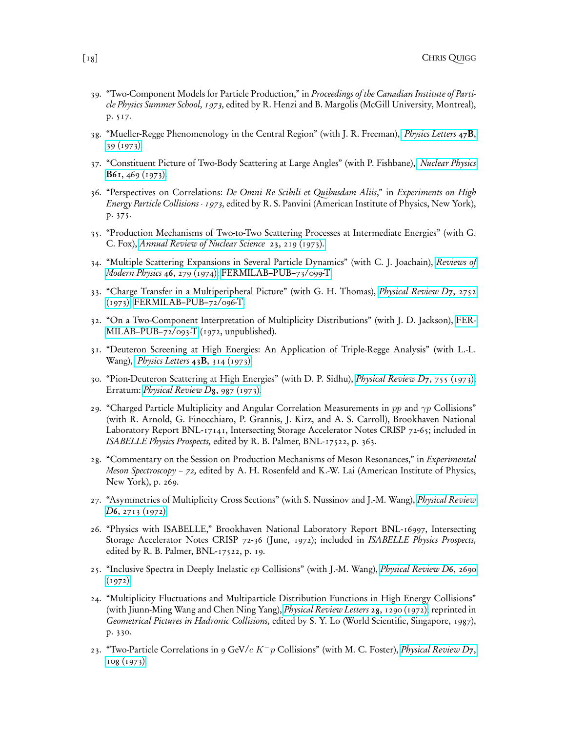39. "Two-Component Models for Particle Production," in *Proceedings of the Canadian Institute of Particle Physics Summer School, 1973,* edited by R. Henzi and B. Margolis (McGill University, Montreal), p. 517.

38. "Mueller-Regge Phenomenology in the Central Region" (with J. R. Freeman), *Physics Letters* **47B**, 39 (1973).

37. "Constituent Picture of Two-Body Scattering at Large Angles" (with P. Fishbane), *Nuclear Physics* **B61**, 469 (1973).

36. "Perspectives on Correlations: *De Omni Re Scibili et Quibusdam Aliis*," in *Experiments on High Energy Particle Collisions - 1973,* edited by R. S. Panvini (American Institute of Physics, New York), p. 375.

35. "Production Mechanisms of Two-to-Two Scattering Processes at Intermediate Energies" (with G. C. Fox), *Annual Review of Nuclear Science* **23**, 219 (1973).

34. "Multiple Scattering Expansions in Several Particle Dynamics" (with C. J. Joachain), *Reviews of Modern Physics* **46**, 279 (1974), FERMILAB–PUB–73/099-T.

33. "Charge Transfer in a Multiperipheral Picture" (with G. H. Thomas), *Physical Review D***7**, 2752 (1973), FERMILAB–PUB–72/096-T.

32. "On a Two-Component Interpretation of Multiplicity Distributions" (with J. D. Jackson), FERMILAB–PUB–72/093-T (1972, unpublished).

31. "Deuteron Screening at High Energies: An Application of Triple-Regge Analysis" (with L.-L. Wang), *Physics Letters* **43B**, 314 (1973).

30. "Pion-Deuteron Scattering at High Energies" (with D. P. Sidhu), *Physical Review D***7**, 755 (1973). Erratum: *Physical Review D***8**, 987 (1973).

29. "Charged Particle Multiplicity and Angular Correlation Measurements in $pp$ and $\gamma p$ Collisions" (with R. Arnold, G. Finocchiaro, P. Grannis, J. Kirz, and A. S. Carroll), Brookhaven National Laboratory Report BNL-17141, Intersecting Storage Accelerator Notes CRISP 72-65; included in *ISABELLE Physics Prospects,* edited by R. B. Palmer, BNL-17522, p. 363.

28. "Commentary on the Session on Production Mechanisms of Meson Resonances," in *Experimental Meson Spectroscopy – 72,* edited by A. H. Rosenfeld and K.-W. Lai (American Institute of Physics, New York), p. 269.

27. "Asymmetries of Multiplicity Cross Sections" (with S. Nussinov and J.-M. Wang), *Physical Review D***6**, 2713 (1972).

26. "Physics with ISABELLE," Brookhaven National Laboratory Report BNL-16997, Intersecting Storage Accelerator Notes CRISP 72-36 (June, 1972); included in *ISABELLE Physics Prospects,* edited by R. B. Palmer, BNL-17522, p. 19.

25. "Inclusive Spectra in Deeply Inelastic $ep$ Collisions" (with J.-M. Wang), *Physical Review D***6**, 2690 (1972).

24. "Multiplicity Fluctuations and Multiparticle Distribution Functions in High Energy Collisions" (with Jiunn-Ming Wang and Chen Ning Yang), *Physical Review Letters* **28**, 1290 (1972), reprinted in *Geometrical Pictures in Hadronic Collisions,* edited by S. Y. Lo (World Scientific, Singapore, 1987), p. 330.

23. "Two-Particle Correlations in 9 GeV/$c$ $K^-p$ Collisions" (with M. C. Foster), *Physical Review D***7**, 108 (1973).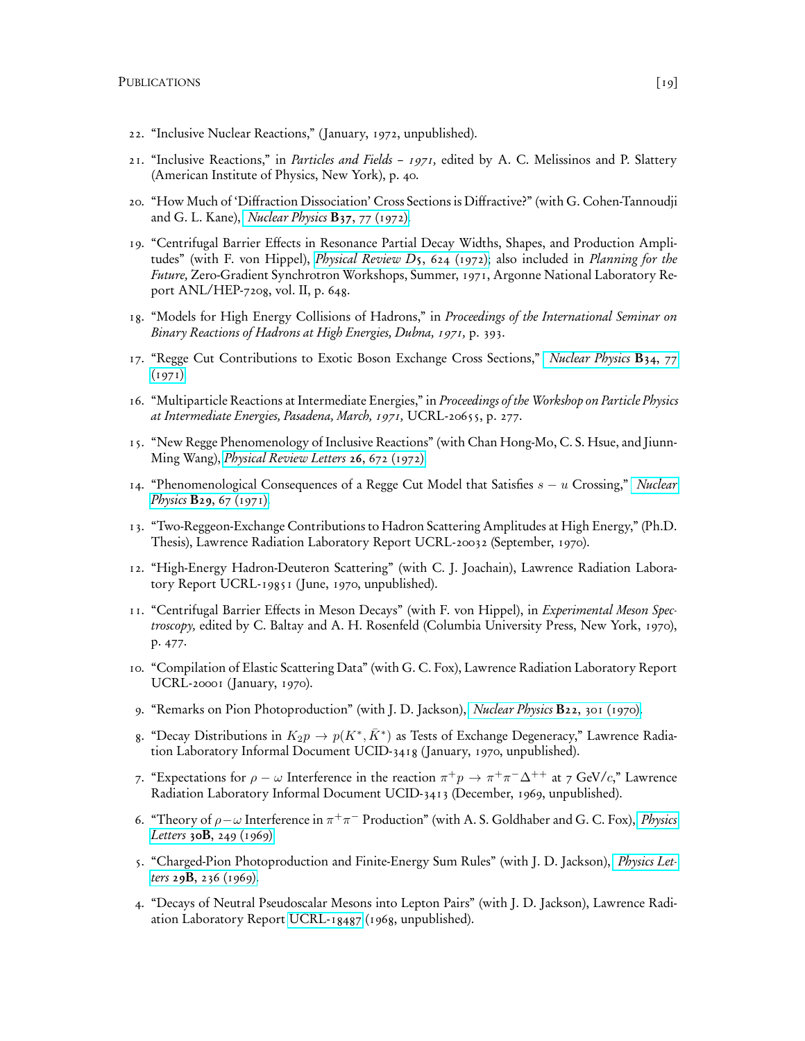22. "Inclusive Nuclear Reactions," (January, 1972, unpublished).

21. "Inclusive Reactions," in *Particles and Fields – 1971,* edited by A. C. Melissinos and P. Slattery (American Institute of Physics, New York), p. 40.

20. "How Much of 'Diffraction Dissociation' Cross Sections is Diffractive?" (with G. Cohen-Tannoudji and G. L. Kane), *Nuclear Physics* **B37**, 77 (1972).

19. "Centrifugal Barrier Effects in Resonance Partial Decay Widths, Shapes, and Production Amplitudes" (with F. von Hippel), *Physical Review D5*, 624 (1972); also included in *Planning for the Future,* Zero-Gradient Synchrotron Workshops, Summer, 1971, Argonne National Laboratory Report ANL/HEP-7208, vol. II, p. 648.

18. "Models for High Energy Collisions of Hadrons," in *Proceedings of the International Seminar on Binary Reactions of Hadrons at High Energies, Dubna, 1971,* p. 393.

17. "Regge Cut Contributions to Exotic Boson Exchange Cross Sections," *Nuclear Physics* **B34**, 77 (1971).

16. "Multiparticle Reactions at Intermediate Energies," in *Proceedings of the Workshop on Particle Physics at Intermediate Energies, Pasadena, March, 1971,* UCRL-20655, p. 277.

15. "New Regge Phenomenology of Inclusive Reactions" (with Chan Hong-Mo, C. S. Hsue, and Jiunn-Ming Wang), *Physical Review Letters* **26**, 672 (1972).

14. "Phenomenological Consequences of a Regge Cut Model that Satisfies $s - u$ Crossing," *Nuclear Physics* **B29**, 67 (1971).

13. "Two-Reggeon-Exchange Contributions to Hadron Scattering Amplitudes at High Energy," (Ph.D. Thesis), Lawrence Radiation Laboratory Report UCRL-20032 (September, 1970).

12. "High-Energy Hadron-Deuteron Scattering" (with C. J. Joachain), Lawrence Radiation Laboratory Report UCRL-19851 (June, 1970, unpublished).

11. "Centrifugal Barrier Effects in Meson Decays" (with F. von Hippel), in *Experimental Meson Spectroscopy,* edited by C. Baltay and A. H. Rosenfeld (Columbia University Press, New York, 1970), p. 477.

10. "Compilation of Elastic Scattering Data" (with G. C. Fox), Lawrence Radiation Laboratory Report UCRL-20001 (January, 1970).

9. "Remarks on Pion Photoproduction" (with J. D. Jackson), *Nuclear Physics* **B22**, 301 (1970).

8. "Decay Distributions in $K_2 p \to p(K^*, \bar{K}^*)$ as Tests of Exchange Degeneracy," Lawrence Radiation Laboratory Informal Document UCID-3418 (January, 1970, unpublished).

7. "Expectations for $\rho - \omega$ Interference in the reaction $\pi^+ p \to \pi^+\pi^-\Delta^{++}$ at 7 GeV/$c$," Lawrence Radiation Laboratory Informal Document UCID-3413 (December, 1969, unpublished).

6. "Theory of $\rho - \omega$ Interference in $\pi^+\pi^-$ Production" (with A. S. Goldhaber and G. C. Fox), *Physics Letters* **30B**, 249 (1969).

5. "Charged-Pion Photoproduction and Finite-Energy Sum Rules" (with J. D. Jackson), *Physics Letters* **29B**, 236 (1969).

4. "Decays of Neutral Pseudoscalar Mesons into Lepton Pairs" (with J. D. Jackson), Lawrence Radiation Laboratory Report UCRL-18487 (1968, unpublished).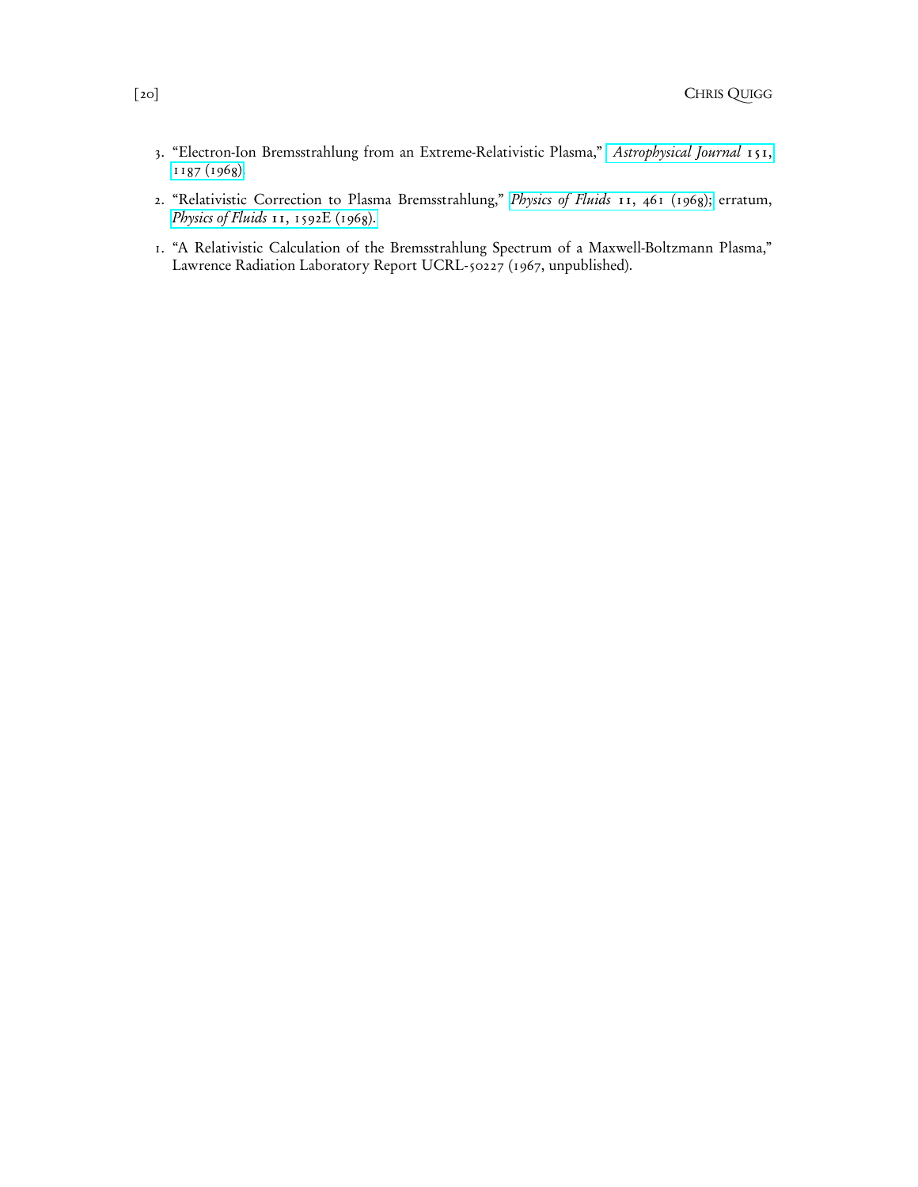3. “Electron-Ion Bremsstrahlung from an Extreme-Relativistic Plasma,” *Astrophysical Journal* **151**, 1187 (1968).

2. “Relativistic Correction to Plasma Bremsstrahlung,” *Physics of Fluids* **11**, 461 (1968); erratum, *Physics of Fluids* **11**, 1592E (1968).

1. “A Relativistic Calculation of the Bremsstrahlung Spectrum of a Maxwell-Boltzmann Plasma,” Lawrence Radiation Laboratory Report UCRL-50227 (1967, unpublished).